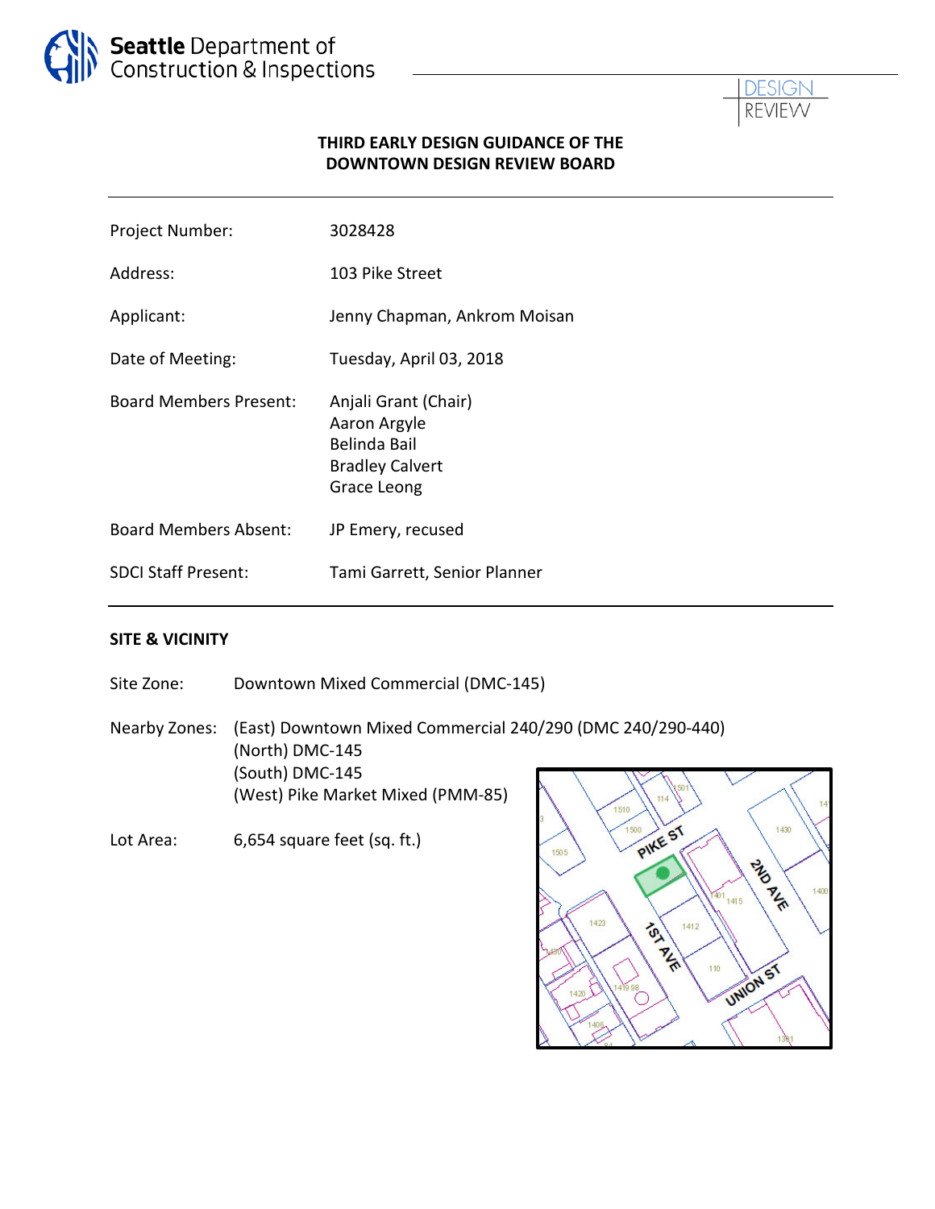Seattle Department of Construction & Inspections

DESIGN REVIEW

**THIRD EARLY DESIGN GUIDANCE OF THE DOWNTOWN DESIGN REVIEW BOARD**

| | |
|---|---|
| Project Number: | 3028428 |
| Address: | 103 Pike Street |
| Applicant: | Jenny Chapman, Ankrom Moisan |
| Date of Meeting: | Tuesday, April 03, 2018 |
| Board Members Present: | Anjali Grant (Chair)<br>Aaron Argyle<br>Belinda Bail<br>Bradley Calvert<br>Grace Leong |
| Board Members Absent: | JP Emery, recused |
| SDCI Staff Present: | Tami Garrett, Senior Planner |

**SITE & VICINITY**

Site Zone: Downtown Mixed Commercial (DMC-145)

Nearby Zones: (East) Downtown Mixed Commercial 240/290 (DMC 240/290-440)
(North) DMC-145
(South) DMC-145
(West) Pike Market Mixed (PMM-85)

Lot Area: 6,654 square feet (sq. ft.)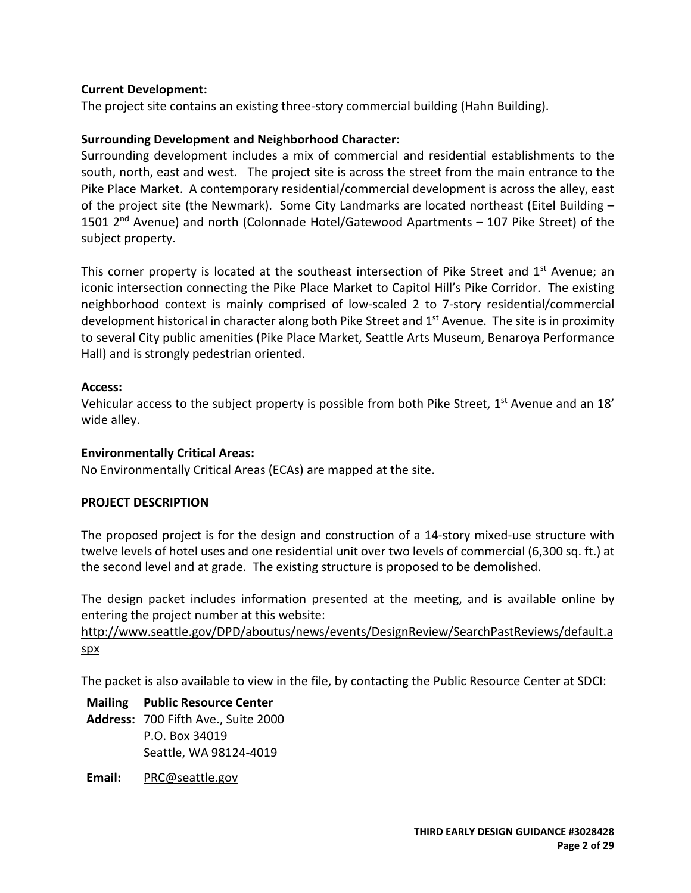**Current Development:**

The project site contains an existing three-story commercial building (Hahn Building).

**Surrounding Development and Neighborhood Character:**

Surrounding development includes a mix of commercial and residential establishments to the south, north, east and west. The project site is across the street from the main entrance to the Pike Place Market. A contemporary residential/commercial development is across the alley, east of the project site (the Newmark). Some City Landmarks are located northeast (Eitel Building – 1501 2nd Avenue) and north (Colonnade Hotel/Gatewood Apartments – 107 Pike Street) of the subject property.

This corner property is located at the southeast intersection of Pike Street and 1st Avenue; an iconic intersection connecting the Pike Place Market to Capitol Hill's Pike Corridor. The existing neighborhood context is mainly comprised of low-scaled 2 to 7-story residential/commercial development historical in character along both Pike Street and 1st Avenue. The site is in proximity to several City public amenities (Pike Place Market, Seattle Arts Museum, Benaroya Performance Hall) and is strongly pedestrian oriented.

**Access:**

Vehicular access to the subject property is possible from both Pike Street, 1st Avenue and an 18' wide alley.

**Environmentally Critical Areas:**

No Environmentally Critical Areas (ECAs) are mapped at the site.

**PROJECT DESCRIPTION**

The proposed project is for the design and construction of a 14-story mixed-use structure with twelve levels of hotel uses and one residential unit over two levels of commercial (6,300 sq. ft.) at the second level and at grade. The existing structure is proposed to be demolished.

The design packet includes information presented at the meeting, and is available online by entering the project number at this website:
http://www.seattle.gov/DPD/aboutus/news/events/DesignReview/SearchPastReviews/default.aspx

The packet is also available to view in the file, by contacting the Public Resource Center at SDCI:

**Mailing Address:** **Public Resource Center**
700 Fifth Ave., Suite 2000
P.O. Box 34019
Seattle, WA 98124-4019

**Email:** PRC@seattle.gov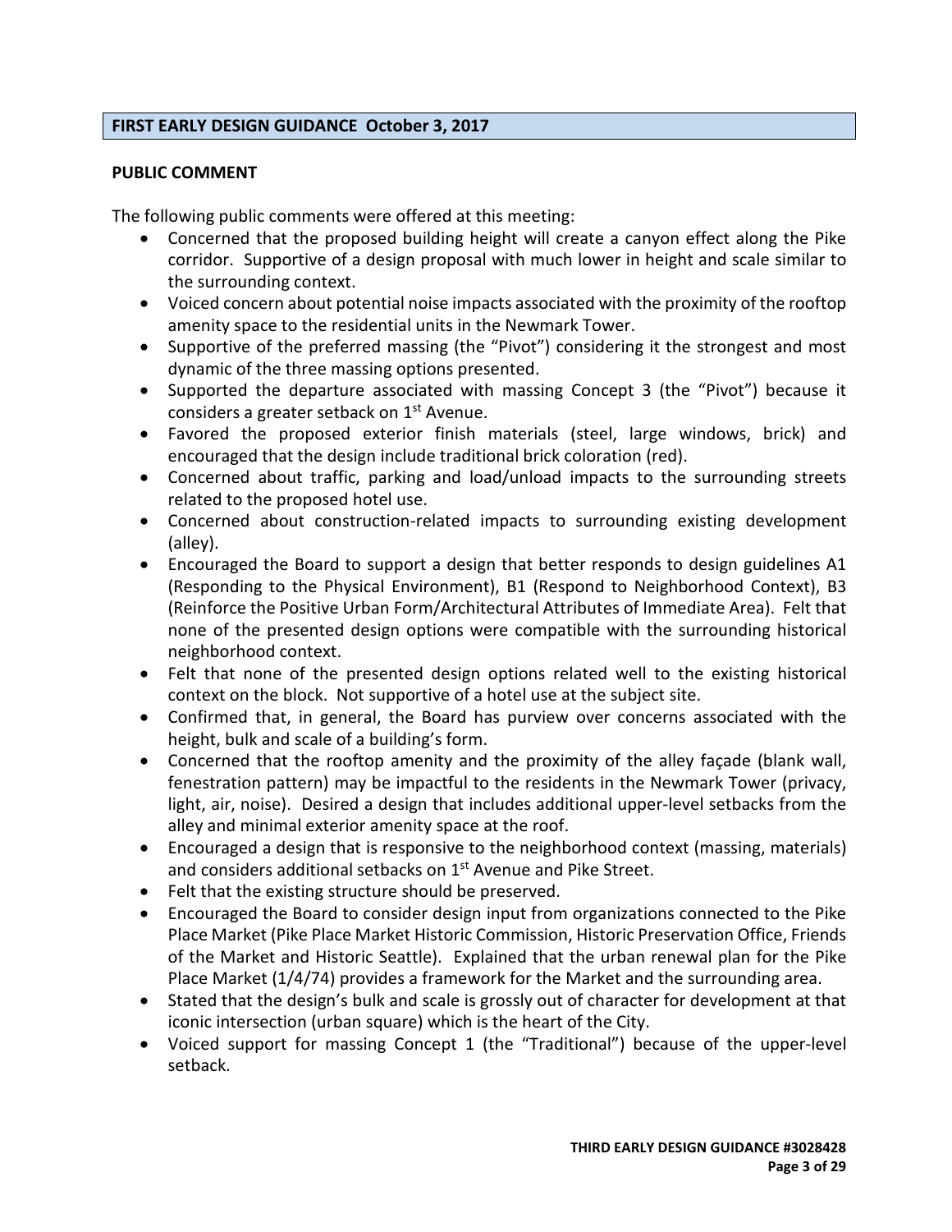## FIRST EARLY DESIGN GUIDANCE October 3, 2017

### PUBLIC COMMENT

The following public comments were offered at this meeting:

- Concerned that the proposed building height will create a canyon effect along the Pike corridor. Supportive of a design proposal with much lower in height and scale similar to the surrounding context.
- Voiced concern about potential noise impacts associated with the proximity of the rooftop amenity space to the residential units in the Newmark Tower.
- Supportive of the preferred massing (the "Pivot") considering it the strongest and most dynamic of the three massing options presented.
- Supported the departure associated with massing Concept 3 (the "Pivot") because it considers a greater setback on 1st Avenue.
- Favored the proposed exterior finish materials (steel, large windows, brick) and encouraged that the design include traditional brick coloration (red).
- Concerned about traffic, parking and load/unload impacts to the surrounding streets related to the proposed hotel use.
- Concerned about construction-related impacts to surrounding existing development (alley).
- Encouraged the Board to support a design that better responds to design guidelines A1 (Responding to the Physical Environment), B1 (Respond to Neighborhood Context), B3 (Reinforce the Positive Urban Form/Architectural Attributes of Immediate Area). Felt that none of the presented design options were compatible with the surrounding historical neighborhood context.
- Felt that none of the presented design options related well to the existing historical context on the block. Not supportive of a hotel use at the subject site.
- Confirmed that, in general, the Board has purview over concerns associated with the height, bulk and scale of a building's form.
- Concerned that the rooftop amenity and the proximity of the alley façade (blank wall, fenestration pattern) may be impactful to the residents in the Newmark Tower (privacy, light, air, noise). Desired a design that includes additional upper-level setbacks from the alley and minimal exterior amenity space at the roof.
- Encouraged a design that is responsive to the neighborhood context (massing, materials) and considers additional setbacks on 1st Avenue and Pike Street.
- Felt that the existing structure should be preserved.
- Encouraged the Board to consider design input from organizations connected to the Pike Place Market (Pike Place Market Historic Commission, Historic Preservation Office, Friends of the Market and Historic Seattle). Explained that the urban renewal plan for the Pike Place Market (1/4/74) provides a framework for the Market and the surrounding area.
- Stated that the design's bulk and scale is grossly out of character for development at that iconic intersection (urban square) which is the heart of the City.
- Voiced support for massing Concept 1 (the "Traditional") because of the upper-level setback.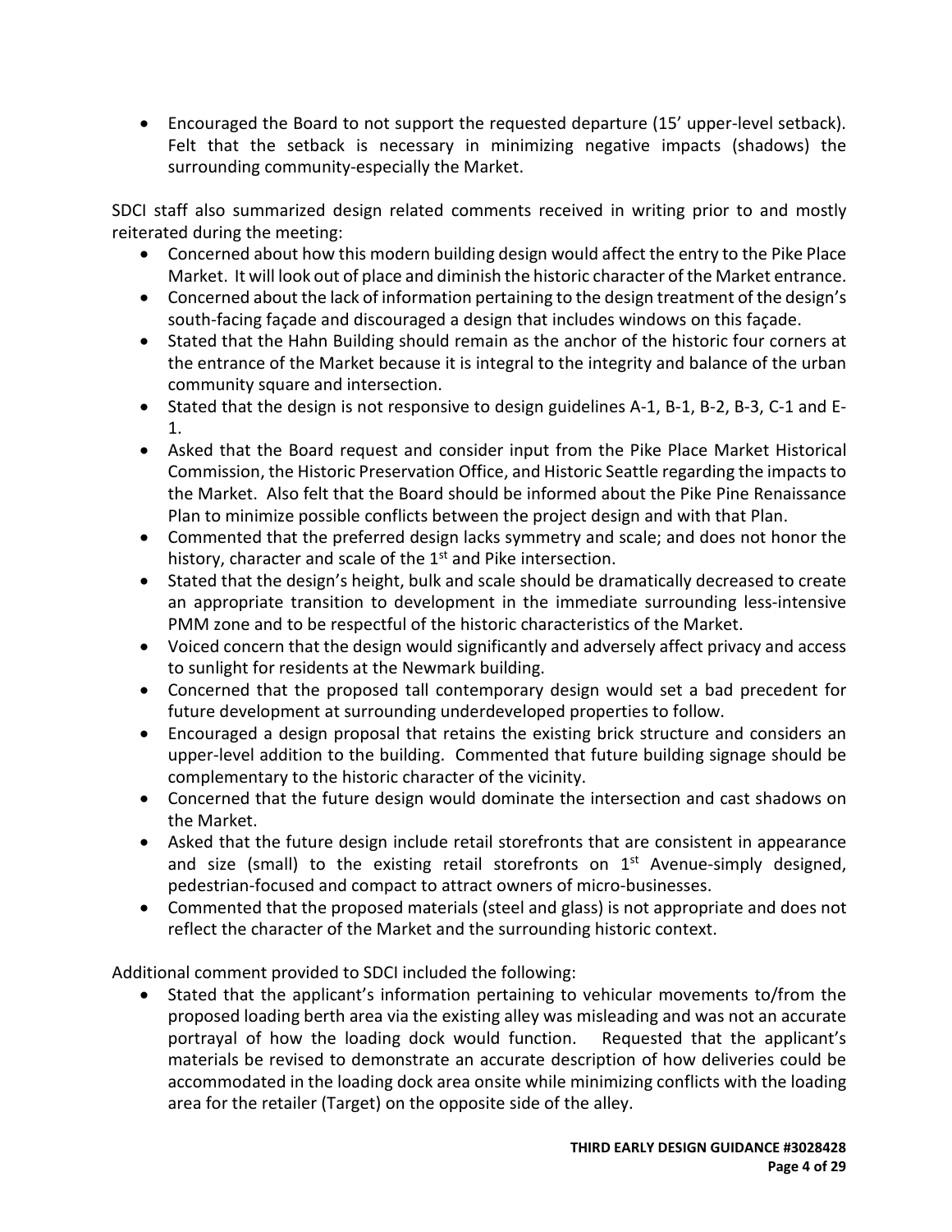- Encouraged the Board to not support the requested departure (15' upper-level setback). Felt that the setback is necessary in minimizing negative impacts (shadows) the surrounding community-especially the Market.

SDCI staff also summarized design related comments received in writing prior to and mostly reiterated during the meeting:

- Concerned about how this modern building design would affect the entry to the Pike Place Market. It will look out of place and diminish the historic character of the Market entrance.
- Concerned about the lack of information pertaining to the design treatment of the design's south-facing façade and discouraged a design that includes windows on this façade.
- Stated that the Hahn Building should remain as the anchor of the historic four corners at the entrance of the Market because it is integral to the integrity and balance of the urban community square and intersection.
- Stated that the design is not responsive to design guidelines A-1, B-1, B-2, B-3, C-1 and E-1.
- Asked that the Board request and consider input from the Pike Place Market Historical Commission, the Historic Preservation Office, and Historic Seattle regarding the impacts to the Market. Also felt that the Board should be informed about the Pike Pine Renaissance Plan to minimize possible conflicts between the project design and with that Plan.
- Commented that the preferred design lacks symmetry and scale; and does not honor the history, character and scale of the 1st and Pike intersection.
- Stated that the design's height, bulk and scale should be dramatically decreased to create an appropriate transition to development in the immediate surrounding less-intensive PMM zone and to be respectful of the historic characteristics of the Market.
- Voiced concern that the design would significantly and adversely affect privacy and access to sunlight for residents at the Newmark building.
- Concerned that the proposed tall contemporary design would set a bad precedent for future development at surrounding underdeveloped properties to follow.
- Encouraged a design proposal that retains the existing brick structure and considers an upper-level addition to the building. Commented that future building signage should be complementary to the historic character of the vicinity.
- Concerned that the future design would dominate the intersection and cast shadows on the Market.
- Asked that the future design include retail storefronts that are consistent in appearance and size (small) to the existing retail storefronts on 1st Avenue-simply designed, pedestrian-focused and compact to attract owners of micro-businesses.
- Commented that the proposed materials (steel and glass) is not appropriate and does not reflect the character of the Market and the surrounding historic context.

Additional comment provided to SDCI included the following:

- Stated that the applicant's information pertaining to vehicular movements to/from the proposed loading berth area via the existing alley was misleading and was not an accurate portrayal of how the loading dock would function. Requested that the applicant's materials be revised to demonstrate an accurate description of how deliveries could be accommodated in the loading dock area onsite while minimizing conflicts with the loading area for the retailer (Target) on the opposite side of the alley.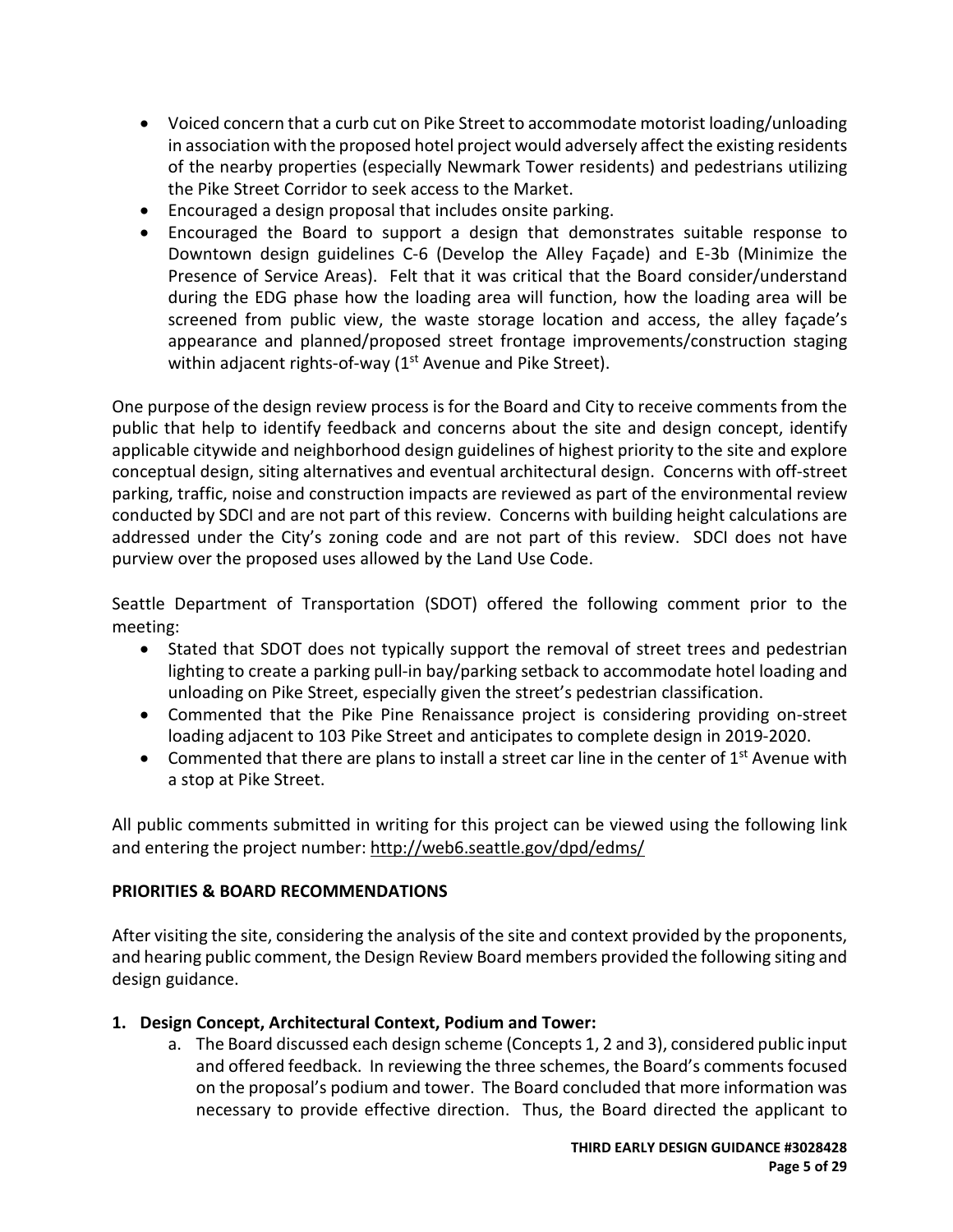- Voiced concern that a curb cut on Pike Street to accommodate motorist loading/unloading in association with the proposed hotel project would adversely affect the existing residents of the nearby properties (especially Newmark Tower residents) and pedestrians utilizing the Pike Street Corridor to seek access to the Market.
- Encouraged a design proposal that includes onsite parking.
- Encouraged the Board to support a design that demonstrates suitable response to Downtown design guidelines C-6 (Develop the Alley Façade) and E-3b (Minimize the Presence of Service Areas). Felt that it was critical that the Board consider/understand during the EDG phase how the loading area will function, how the loading area will be screened from public view, the waste storage location and access, the alley façade's appearance and planned/proposed street frontage improvements/construction staging within adjacent rights-of-way (1st Avenue and Pike Street).

One purpose of the design review process is for the Board and City to receive comments from the public that help to identify feedback and concerns about the site and design concept, identify applicable citywide and neighborhood design guidelines of highest priority to the site and explore conceptual design, siting alternatives and eventual architectural design. Concerns with off-street parking, traffic, noise and construction impacts are reviewed as part of the environmental review conducted by SDCI and are not part of this review. Concerns with building height calculations are addressed under the City's zoning code and are not part of this review. SDCI does not have purview over the proposed uses allowed by the Land Use Code.

Seattle Department of Transportation (SDOT) offered the following comment prior to the meeting:

- Stated that SDOT does not typically support the removal of street trees and pedestrian lighting to create a parking pull-in bay/parking setback to accommodate hotel loading and unloading on Pike Street, especially given the street's pedestrian classification.
- Commented that the Pike Pine Renaissance project is considering providing on-street loading adjacent to 103 Pike Street and anticipates to complete design in 2019-2020.
- Commented that there are plans to install a street car line in the center of 1st Avenue with a stop at Pike Street.

All public comments submitted in writing for this project can be viewed using the following link and entering the project number: http://web6.seattle.gov/dpd/edms/

## PRIORITIES & BOARD RECOMMENDATIONS

After visiting the site, considering the analysis of the site and context provided by the proponents, and hearing public comment, the Design Review Board members provided the following siting and design guidance.

### 1. Design Concept, Architectural Context, Podium and Tower:

a. The Board discussed each design scheme (Concepts 1, 2 and 3), considered public input and offered feedback. In reviewing the three schemes, the Board's comments focused on the proposal's podium and tower. The Board concluded that more information was necessary to provide effective direction. Thus, the Board directed the applicant to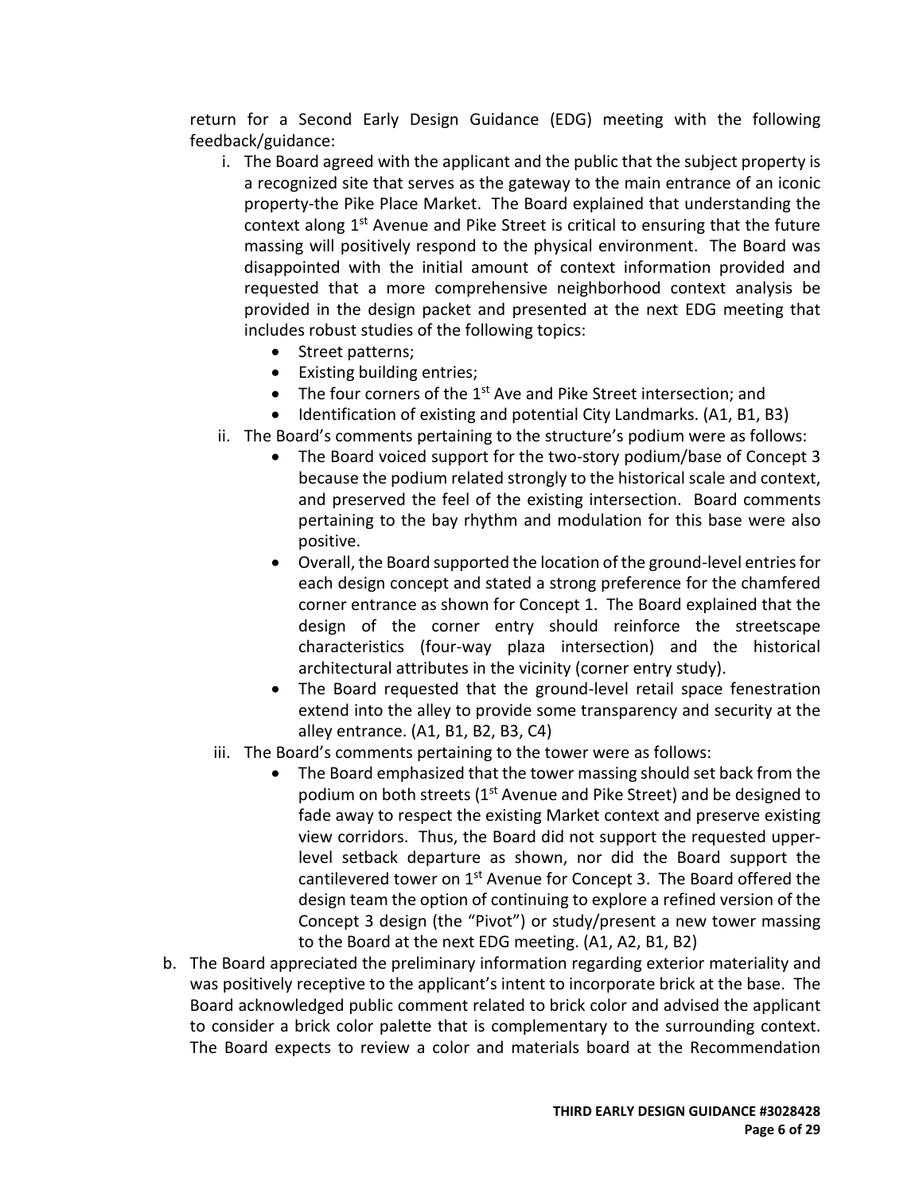return for a Second Early Design Guidance (EDG) meeting with the following feedback/guidance:

i. The Board agreed with the applicant and the public that the subject property is a recognized site that serves as the gateway to the main entrance of an iconic property-the Pike Place Market. The Board explained that understanding the context along 1st Avenue and Pike Street is critical to ensuring that the future massing will positively respond to the physical environment. The Board was disappointed with the initial amount of context information provided and requested that a more comprehensive neighborhood context analysis be provided in the design packet and presented at the next EDG meeting that includes robust studies of the following topics:
   - Street patterns;
   - Existing building entries;
   - The four corners of the 1st Ave and Pike Street intersection; and
   - Identification of existing and potential City Landmarks. (A1, B1, B3)

ii. The Board's comments pertaining to the structure's podium were as follows:
   - The Board voiced support for the two-story podium/base of Concept 3 because the podium related strongly to the historical scale and context, and preserved the feel of the existing intersection. Board comments pertaining to the bay rhythm and modulation for this base were also positive.
   - Overall, the Board supported the location of the ground-level entries for each design concept and stated a strong preference for the chamfered corner entrance as shown for Concept 1. The Board explained that the design of the corner entry should reinforce the streetscape characteristics (four-way plaza intersection) and the historical architectural attributes in the vicinity (corner entry study).
   - The Board requested that the ground-level retail space fenestration extend into the alley to provide some transparency and security at the alley entrance. (A1, B1, B2, B3, C4)

iii. The Board's comments pertaining to the tower were as follows:
   - The Board emphasized that the tower massing should set back from the podium on both streets (1st Avenue and Pike Street) and be designed to fade away to respect the existing Market context and preserve existing view corridors. Thus, the Board did not support the requested upper-level setback departure as shown, nor did the Board support the cantilevered tower on 1st Avenue for Concept 3. The Board offered the design team the option of continuing to explore a refined version of the Concept 3 design (the "Pivot") or study/present a new tower massing to the Board at the next EDG meeting. (A1, A2, B1, B2)

b. The Board appreciated the preliminary information regarding exterior materiality and was positively receptive to the applicant's intent to incorporate brick at the base. The Board acknowledged public comment related to brick color and advised the applicant to consider a brick color palette that is complementary to the surrounding context. The Board expects to review a color and materials board at the Recommendation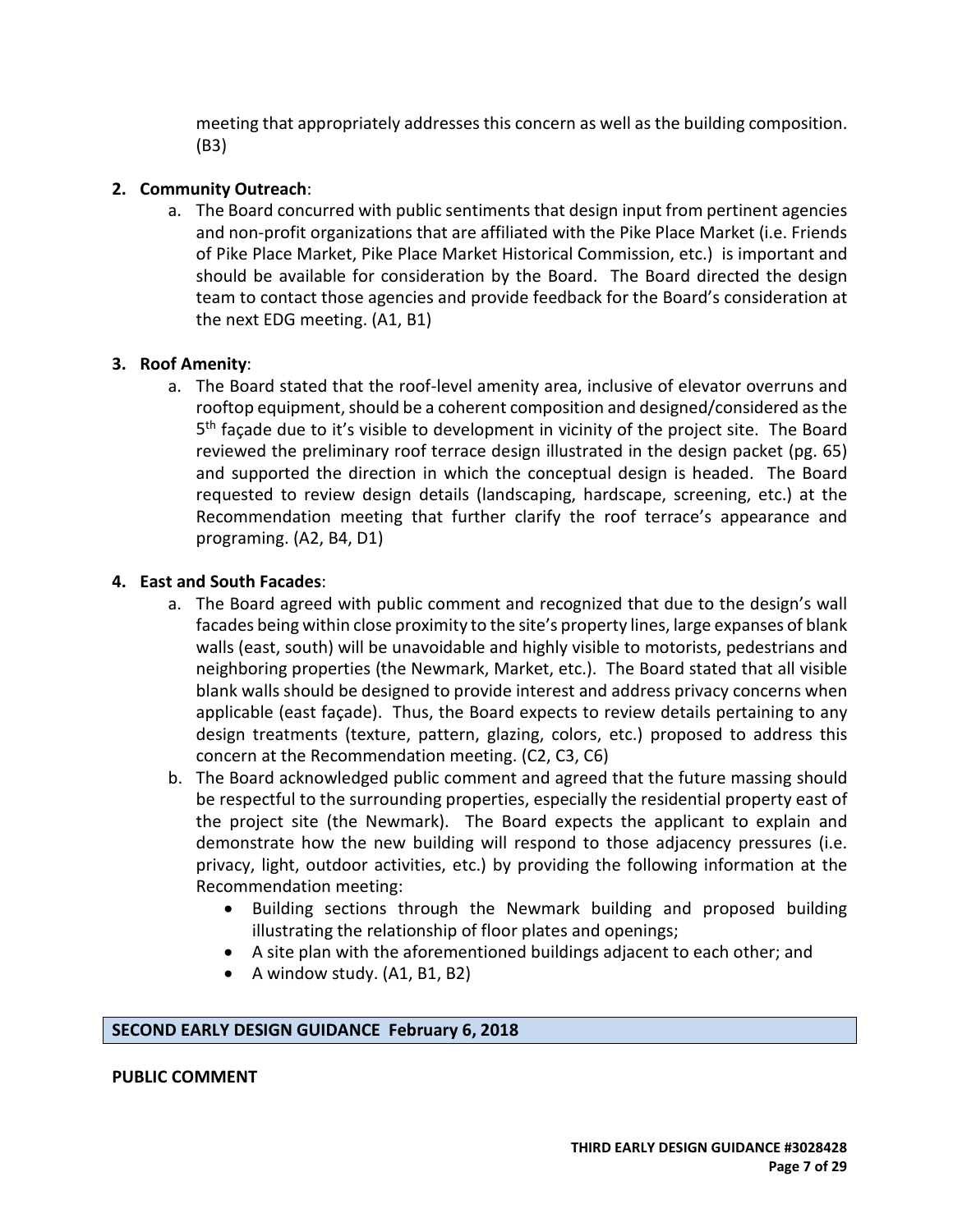meeting that appropriately addresses this concern as well as the building composition. (B3)

**2. Community Outreach**:

a. The Board concurred with public sentiments that design input from pertinent agencies and non-profit organizations that are affiliated with the Pike Place Market (i.e. Friends of Pike Place Market, Pike Place Market Historical Commission, etc.) is important and should be available for consideration by the Board. The Board directed the design team to contact those agencies and provide feedback for the Board's consideration at the next EDG meeting. (A1, B1)

**3. Roof Amenity**:

a. The Board stated that the roof-level amenity area, inclusive of elevator overruns and rooftop equipment, should be a coherent composition and designed/considered as the 5th façade due to it's visible to development in vicinity of the project site. The Board reviewed the preliminary roof terrace design illustrated in the design packet (pg. 65) and supported the direction in which the conceptual design is headed. The Board requested to review design details (landscaping, hardscape, screening, etc.) at the Recommendation meeting that further clarify the roof terrace's appearance and programing. (A2, B4, D1)

**4. East and South Facades**:

a. The Board agreed with public comment and recognized that due to the design's wall facades being within close proximity to the site's property lines, large expanses of blank walls (east, south) will be unavoidable and highly visible to motorists, pedestrians and neighboring properties (the Newmark, Market, etc.). The Board stated that all visible blank walls should be designed to provide interest and address privacy concerns when applicable (east façade). Thus, the Board expects to review details pertaining to any design treatments (texture, pattern, glazing, colors, etc.) proposed to address this concern at the Recommendation meeting. (C2, C3, C6)

b. The Board acknowledged public comment and agreed that the future massing should be respectful to the surrounding properties, especially the residential property east of the project site (the Newmark). The Board expects the applicant to explain and demonstrate how the new building will respond to those adjacency pressures (i.e. privacy, light, outdoor activities, etc.) by providing the following information at the Recommendation meeting:

- Building sections through the Newmark building and proposed building illustrating the relationship of floor plates and openings;
- A site plan with the aforementioned buildings adjacent to each other; and
- A window study. (A1, B1, B2)

## SECOND EARLY DESIGN GUIDANCE February 6, 2018

**PUBLIC COMMENT**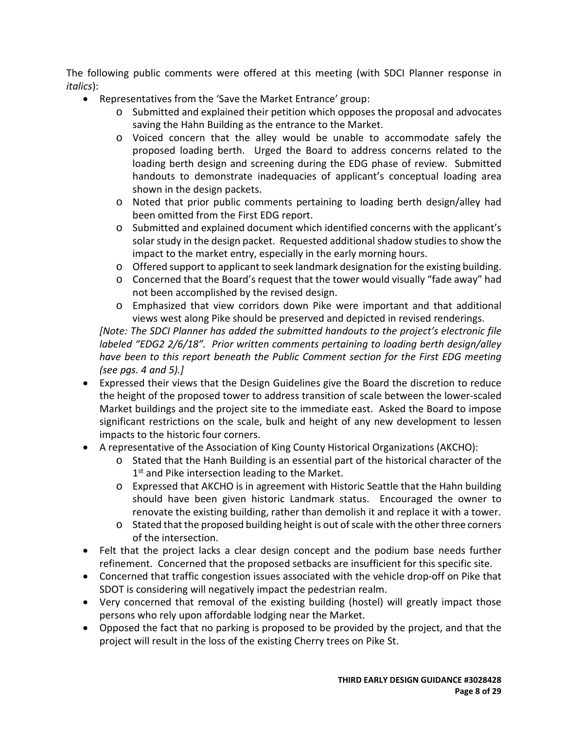The following public comments were offered at this meeting (with SDCI Planner response in *italics*):

- Representatives from the 'Save the Market Entrance' group:
  - Submitted and explained their petition which opposes the proposal and advocates saving the Hahn Building as the entrance to the Market.
  - Voiced concern that the alley would be unable to accommodate safely the proposed loading berth. Urged the Board to address concerns related to the loading berth design and screening during the EDG phase of review. Submitted handouts to demonstrate inadequacies of applicant's conceptual loading area shown in the design packets.
  - Noted that prior public comments pertaining to loading berth design/alley had been omitted from the First EDG report.
  - Submitted and explained document which identified concerns with the applicant's solar study in the design packet. Requested additional shadow studies to show the impact to the market entry, especially in the early morning hours.
  - Offered support to applicant to seek landmark designation for the existing building.
  - Concerned that the Board's request that the tower would visually "fade away" had not been accomplished by the revised design.
  - Emphasized that view corridors down Pike were important and that additional views west along Pike should be preserved and depicted in revised renderings.

  *[Note: The SDCI Planner has added the submitted handouts to the project's electronic file labeled "EDG2 2/6/18". Prior written comments pertaining to loading berth design/alley have been to this report beneath the Public Comment section for the First EDG meeting (see pgs. 4 and 5).]*
- Expressed their views that the Design Guidelines give the Board the discretion to reduce the height of the proposed tower to address transition of scale between the lower-scaled Market buildings and the project site to the immediate east. Asked the Board to impose significant restrictions on the scale, bulk and height of any new development to lessen impacts to the historic four corners.
- A representative of the Association of King County Historical Organizations (AKCHO):
  - Stated that the Hanh Building is an essential part of the historical character of the 1st and Pike intersection leading to the Market.
  - Expressed that AKCHO is in agreement with Historic Seattle that the Hahn building should have been given historic Landmark status. Encouraged the owner to renovate the existing building, rather than demolish it and replace it with a tower.
  - Stated that the proposed building height is out of scale with the other three corners of the intersection.
- Felt that the project lacks a clear design concept and the podium base needs further refinement. Concerned that the proposed setbacks are insufficient for this specific site.
- Concerned that traffic congestion issues associated with the vehicle drop-off on Pike that SDOT is considering will negatively impact the pedestrian realm.
- Very concerned that removal of the existing building (hostel) will greatly impact those persons who rely upon affordable lodging near the Market.
- Opposed the fact that no parking is proposed to be provided by the project, and that the project will result in the loss of the existing Cherry trees on Pike St.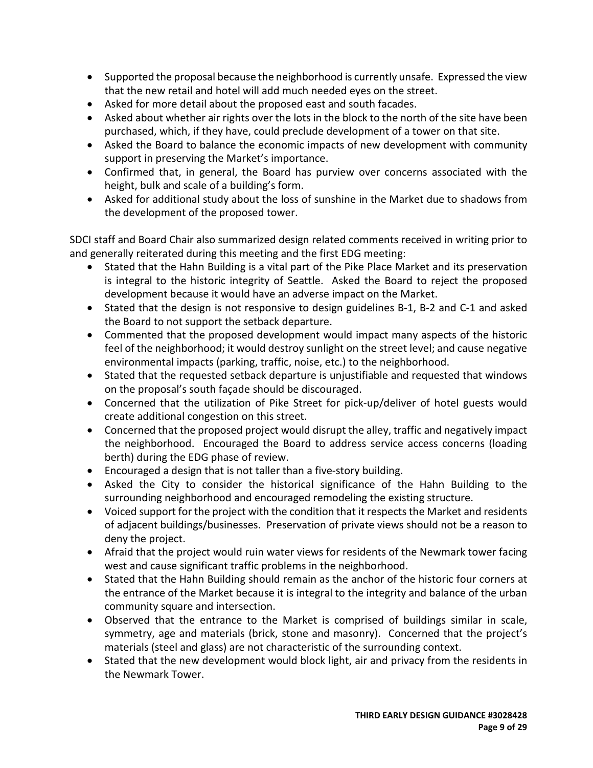- Supported the proposal because the neighborhood is currently unsafe. Expressed the view that the new retail and hotel will add much needed eyes on the street.
- Asked for more detail about the proposed east and south facades.
- Asked about whether air rights over the lots in the block to the north of the site have been purchased, which, if they have, could preclude development of a tower on that site.
- Asked the Board to balance the economic impacts of new development with community support in preserving the Market's importance.
- Confirmed that, in general, the Board has purview over concerns associated with the height, bulk and scale of a building's form.
- Asked for additional study about the loss of sunshine in the Market due to shadows from the development of the proposed tower.

SDCI staff and Board Chair also summarized design related comments received in writing prior to and generally reiterated during this meeting and the first EDG meeting:

- Stated that the Hahn Building is a vital part of the Pike Place Market and its preservation is integral to the historic integrity of Seattle. Asked the Board to reject the proposed development because it would have an adverse impact on the Market.
- Stated that the design is not responsive to design guidelines B-1, B-2 and C-1 and asked the Board to not support the setback departure.
- Commented that the proposed development would impact many aspects of the historic feel of the neighborhood; it would destroy sunlight on the street level; and cause negative environmental impacts (parking, traffic, noise, etc.) to the neighborhood.
- Stated that the requested setback departure is unjustifiable and requested that windows on the proposal's south façade should be discouraged.
- Concerned that the utilization of Pike Street for pick-up/deliver of hotel guests would create additional congestion on this street.
- Concerned that the proposed project would disrupt the alley, traffic and negatively impact the neighborhood. Encouraged the Board to address service access concerns (loading berth) during the EDG phase of review.
- Encouraged a design that is not taller than a five-story building.
- Asked the City to consider the historical significance of the Hahn Building to the surrounding neighborhood and encouraged remodeling the existing structure.
- Voiced support for the project with the condition that it respects the Market and residents of adjacent buildings/businesses. Preservation of private views should not be a reason to deny the project.
- Afraid that the project would ruin water views for residents of the Newmark tower facing west and cause significant traffic problems in the neighborhood.
- Stated that the Hahn Building should remain as the anchor of the historic four corners at the entrance of the Market because it is integral to the integrity and balance of the urban community square and intersection.
- Observed that the entrance to the Market is comprised of buildings similar in scale, symmetry, age and materials (brick, stone and masonry). Concerned that the project's materials (steel and glass) are not characteristic of the surrounding context.
- Stated that the new development would block light, air and privacy from the residents in the Newmark Tower.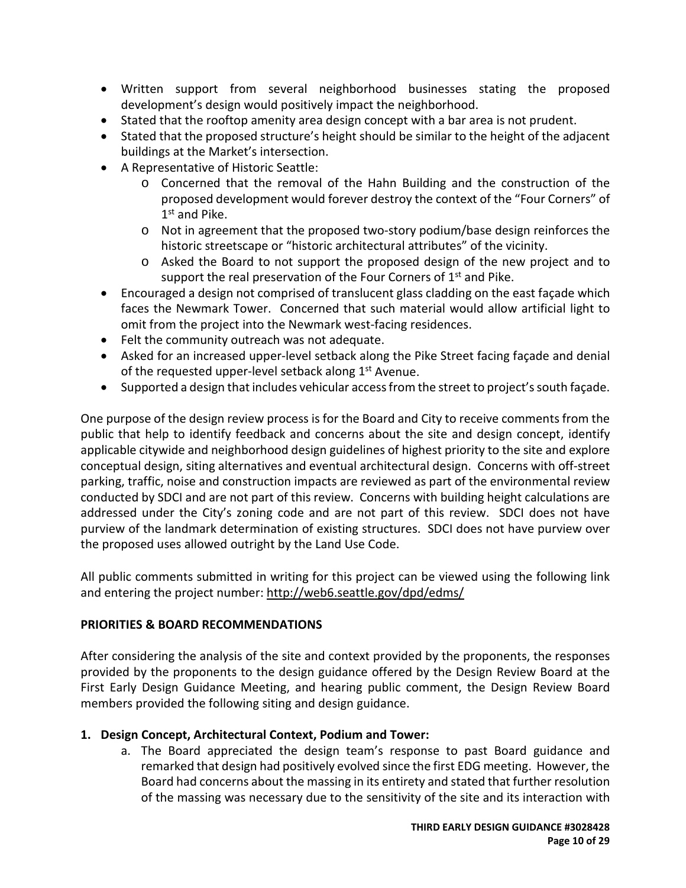- Written support from several neighborhood businesses stating the proposed development's design would positively impact the neighborhood.
- Stated that the rooftop amenity area design concept with a bar area is not prudent.
- Stated that the proposed structure's height should be similar to the height of the adjacent buildings at the Market's intersection.
- A Representative of Historic Seattle:
  - Concerned that the removal of the Hahn Building and the construction of the proposed development would forever destroy the context of the "Four Corners" of 1st and Pike.
  - Not in agreement that the proposed two-story podium/base design reinforces the historic streetscape or "historic architectural attributes" of the vicinity.
  - Asked the Board to not support the proposed design of the new project and to support the real preservation of the Four Corners of 1st and Pike.
- Encouraged a design not comprised of translucent glass cladding on the east façade which faces the Newmark Tower. Concerned that such material would allow artificial light to omit from the project into the Newmark west-facing residences.
- Felt the community outreach was not adequate.
- Asked for an increased upper-level setback along the Pike Street facing façade and denial of the requested upper-level setback along 1st Avenue.
- Supported a design that includes vehicular access from the street to project's south façade.

One purpose of the design review process is for the Board and City to receive comments from the public that help to identify feedback and concerns about the site and design concept, identify applicable citywide and neighborhood design guidelines of highest priority to the site and explore conceptual design, siting alternatives and eventual architectural design. Concerns with off-street parking, traffic, noise and construction impacts are reviewed as part of the environmental review conducted by SDCI and are not part of this review. Concerns with building height calculations are addressed under the City's zoning code and are not part of this review. SDCI does not have purview of the landmark determination of existing structures. SDCI does not have purview over the proposed uses allowed outright by the Land Use Code.

All public comments submitted in writing for this project can be viewed using the following link and entering the project number: http://web6.seattle.gov/dpd/edms/

**PRIORITIES & BOARD RECOMMENDATIONS**

After considering the analysis of the site and context provided by the proponents, the responses provided by the proponents to the design guidance offered by the Design Review Board at the First Early Design Guidance Meeting, and hearing public comment, the Design Review Board members provided the following siting and design guidance.

**1. Design Concept, Architectural Context, Podium and Tower:**

a. The Board appreciated the design team's response to past Board guidance and remarked that design had positively evolved since the first EDG meeting. However, the Board had concerns about the massing in its entirety and stated that further resolution of the massing was necessary due to the sensitivity of the site and its interaction with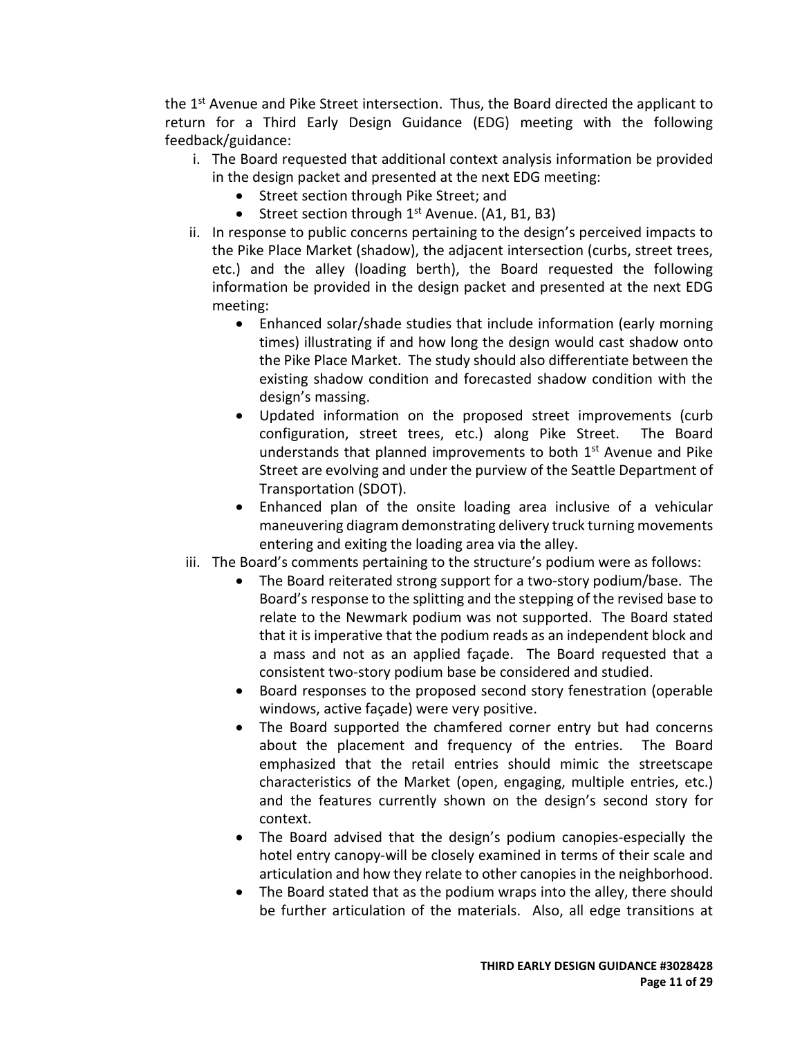the 1st Avenue and Pike Street intersection. Thus, the Board directed the applicant to return for a Third Early Design Guidance (EDG) meeting with the following feedback/guidance:

i. The Board requested that additional context analysis information be provided in the design packet and presented at the next EDG meeting:
   - Street section through Pike Street; and
   - Street section through 1st Avenue. (A1, B1, B3)
ii. In response to public concerns pertaining to the design's perceived impacts to the Pike Place Market (shadow), the adjacent intersection (curbs, street trees, etc.) and the alley (loading berth), the Board requested the following information be provided in the design packet and presented at the next EDG meeting:
   - Enhanced solar/shade studies that include information (early morning times) illustrating if and how long the design would cast shadow onto the Pike Place Market. The study should also differentiate between the existing shadow condition and forecasted shadow condition with the design's massing.
   - Updated information on the proposed street improvements (curb configuration, street trees, etc.) along Pike Street. The Board understands that planned improvements to both 1st Avenue and Pike Street are evolving and under the purview of the Seattle Department of Transportation (SDOT).
   - Enhanced plan of the onsite loading area inclusive of a vehicular maneuvering diagram demonstrating delivery truck turning movements entering and exiting the loading area via the alley.
iii. The Board's comments pertaining to the structure's podium were as follows:
   - The Board reiterated strong support for a two-story podium/base. The Board's response to the splitting and the stepping of the revised base to relate to the Newmark podium was not supported. The Board stated that it is imperative that the podium reads as an independent block and a mass and not as an applied façade. The Board requested that a consistent two-story podium base be considered and studied.
   - Board responses to the proposed second story fenestration (operable windows, active façade) were very positive.
   - The Board supported the chamfered corner entry but had concerns about the placement and frequency of the entries. The Board emphasized that the retail entries should mimic the streetscape characteristics of the Market (open, engaging, multiple entries, etc.) and the features currently shown on the design's second story for context.
   - The Board advised that the design's podium canopies-especially the hotel entry canopy-will be closely examined in terms of their scale and articulation and how they relate to other canopies in the neighborhood.
   - The Board stated that as the podium wraps into the alley, there should be further articulation of the materials. Also, all edge transitions at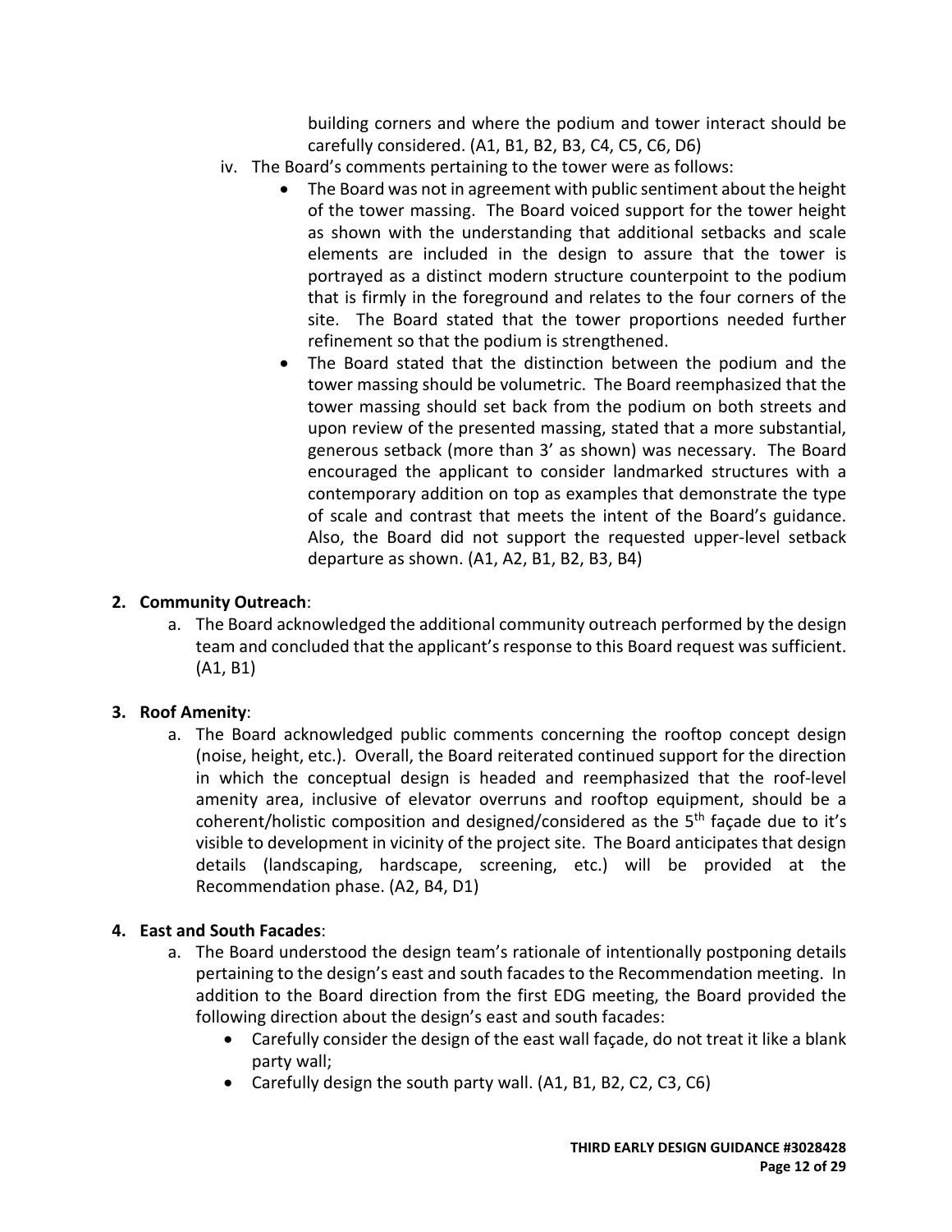building corners and where the podium and tower interact should be carefully considered. (A1, B1, B2, B3, C4, C5, C6, D6)

iv. The Board's comments pertaining to the tower were as follows:
   - The Board was not in agreement with public sentiment about the height of the tower massing. The Board voiced support for the tower height as shown with the understanding that additional setbacks and scale elements are included in the design to assure that the tower is portrayed as a distinct modern structure counterpoint to the podium that is firmly in the foreground and relates to the four corners of the site. The Board stated that the tower proportions needed further refinement so that the podium is strengthened.
   - The Board stated that the distinction between the podium and the tower massing should be volumetric. The Board reemphasized that the tower massing should set back from the podium on both streets and upon review of the presented massing, stated that a more substantial, generous setback (more than 3' as shown) was necessary. The Board encouraged the applicant to consider landmarked structures with a contemporary addition on top as examples that demonstrate the type of scale and contrast that meets the intent of the Board's guidance. Also, the Board did not support the requested upper-level setback departure as shown. (A1, A2, B1, B2, B3, B4)

**2. Community Outreach**:

a. The Board acknowledged the additional community outreach performed by the design team and concluded that the applicant's response to this Board request was sufficient. (A1, B1)

**3. Roof Amenity**:

a. The Board acknowledged public comments concerning the rooftop concept design (noise, height, etc.). Overall, the Board reiterated continued support for the direction in which the conceptual design is headed and reemphasized that the roof-level amenity area, inclusive of elevator overruns and rooftop equipment, should be a coherent/holistic composition and designed/considered as the 5th façade due to it's visible to development in vicinity of the project site. The Board anticipates that design details (landscaping, hardscape, screening, etc.) will be provided at the Recommendation phase. (A2, B4, D1)

**4. East and South Facades**:

a. The Board understood the design team's rationale of intentionally postponing details pertaining to the design's east and south facades to the Recommendation meeting. In addition to the Board direction from the first EDG meeting, the Board provided the following direction about the design's east and south facades:
   - Carefully consider the design of the east wall façade, do not treat it like a blank party wall;
   - Carefully design the south party wall. (A1, B1, B2, C2, C3, C6)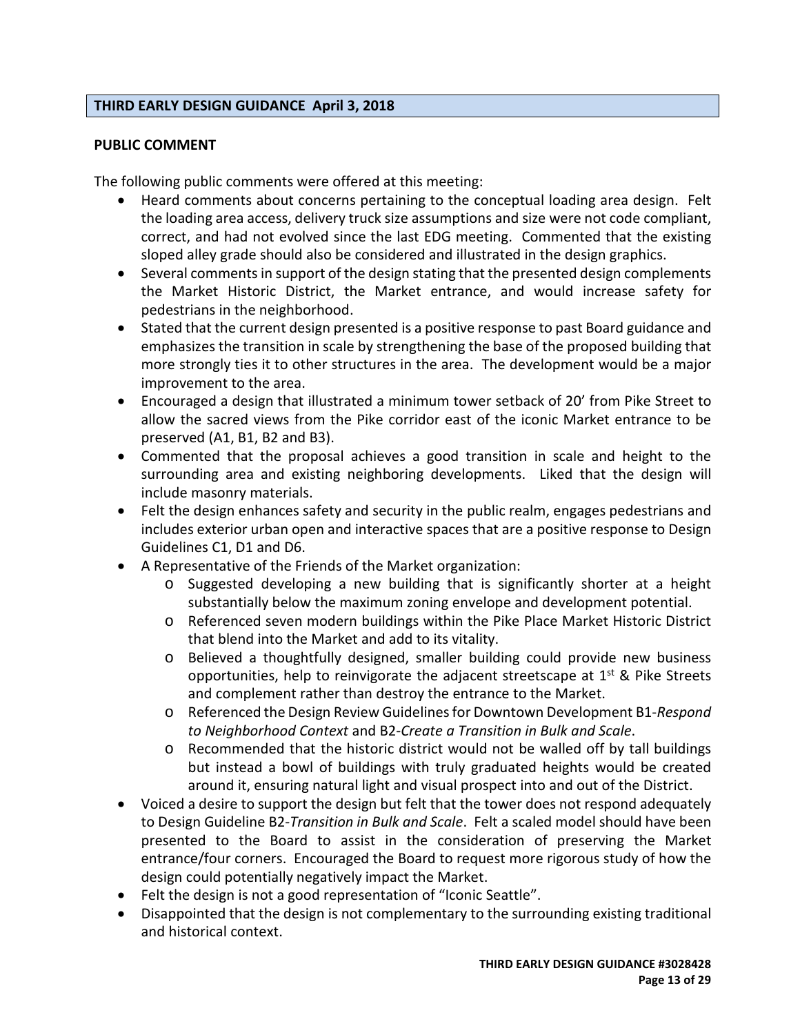## THIRD EARLY DESIGN GUIDANCE April 3, 2018

### PUBLIC COMMENT

The following public comments were offered at this meeting:

- Heard comments about concerns pertaining to the conceptual loading area design. Felt the loading area access, delivery truck size assumptions and size were not code compliant, correct, and had not evolved since the last EDG meeting. Commented that the existing sloped alley grade should also be considered and illustrated in the design graphics.
- Several comments in support of the design stating that the presented design complements the Market Historic District, the Market entrance, and would increase safety for pedestrians in the neighborhood.
- Stated that the current design presented is a positive response to past Board guidance and emphasizes the transition in scale by strengthening the base of the proposed building that more strongly ties it to other structures in the area. The development would be a major improvement to the area.
- Encouraged a design that illustrated a minimum tower setback of 20' from Pike Street to allow the sacred views from the Pike corridor east of the iconic Market entrance to be preserved (A1, B1, B2 and B3).
- Commented that the proposal achieves a good transition in scale and height to the surrounding area and existing neighboring developments. Liked that the design will include masonry materials.
- Felt the design enhances safety and security in the public realm, engages pedestrians and includes exterior urban open and interactive spaces that are a positive response to Design Guidelines C1, D1 and D6.
- A Representative of the Friends of the Market organization:
  - Suggested developing a new building that is significantly shorter at a height substantially below the maximum zoning envelope and development potential.
  - Referenced seven modern buildings within the Pike Place Market Historic District that blend into the Market and add to its vitality.
  - Believed a thoughtfully designed, smaller building could provide new business opportunities, help to reinvigorate the adjacent streetscape at 1st & Pike Streets and complement rather than destroy the entrance to the Market.
  - Referenced the Design Review Guidelines for Downtown Development B1-*Respond to Neighborhood Context* and B2-*Create a Transition in Bulk and Scale*.
  - Recommended that the historic district would not be walled off by tall buildings but instead a bowl of buildings with truly graduated heights would be created around it, ensuring natural light and visual prospect into and out of the District.
- Voiced a desire to support the design but felt that the tower does not respond adequately to Design Guideline B2-*Transition in Bulk and Scale*. Felt a scaled model should have been presented to the Board to assist in the consideration of preserving the Market entrance/four corners. Encouraged the Board to request more rigorous study of how the design could potentially negatively impact the Market.
- Felt the design is not a good representation of "Iconic Seattle".
- Disappointed that the design is not complementary to the surrounding existing traditional and historical context.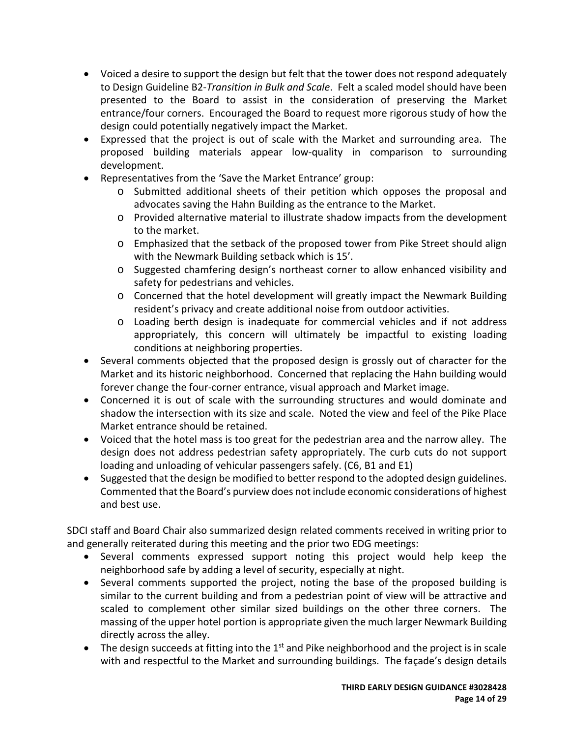- Voiced a desire to support the design but felt that the tower does not respond adequately to Design Guideline B2-*Transition in Bulk and Scale*. Felt a scaled model should have been presented to the Board to assist in the consideration of preserving the Market entrance/four corners. Encouraged the Board to request more rigorous study of how the design could potentially negatively impact the Market.
- Expressed that the project is out of scale with the Market and surrounding area. The proposed building materials appear low-quality in comparison to surrounding development.
- Representatives from the 'Save the Market Entrance' group:
    - Submitted additional sheets of their petition which opposes the proposal and advocates saving the Hahn Building as the entrance to the Market.
    - Provided alternative material to illustrate shadow impacts from the development to the market.
    - Emphasized that the setback of the proposed tower from Pike Street should align with the Newmark Building setback which is 15'.
    - Suggested chamfering design's northeast corner to allow enhanced visibility and safety for pedestrians and vehicles.
    - Concerned that the hotel development will greatly impact the Newmark Building resident's privacy and create additional noise from outdoor activities.
    - Loading berth design is inadequate for commercial vehicles and if not address appropriately, this concern will ultimately be impactful to existing loading conditions at neighboring properties.
- Several comments objected that the proposed design is grossly out of character for the Market and its historic neighborhood. Concerned that replacing the Hahn building would forever change the four-corner entrance, visual approach and Market image.
- Concerned it is out of scale with the surrounding structures and would dominate and shadow the intersection with its size and scale. Noted the view and feel of the Pike Place Market entrance should be retained.
- Voiced that the hotel mass is too great for the pedestrian area and the narrow alley. The design does not address pedestrian safety appropriately. The curb cuts do not support loading and unloading of vehicular passengers safely. (C6, B1 and E1)
- Suggested that the design be modified to better respond to the adopted design guidelines. Commented that the Board's purview does not include economic considerations of highest and best use.

SDCI staff and Board Chair also summarized design related comments received in writing prior to and generally reiterated during this meeting and the prior two EDG meetings:

- Several comments expressed support noting this project would help keep the neighborhood safe by adding a level of security, especially at night.
- Several comments supported the project, noting the base of the proposed building is similar to the current building and from a pedestrian point of view will be attractive and scaled to complement other similar sized buildings on the other three corners. The massing of the upper hotel portion is appropriate given the much larger Newmark Building directly across the alley.
- The design succeeds at fitting into the 1st and Pike neighborhood and the project is in scale with and respectful to the Market and surrounding buildings. The façade's design details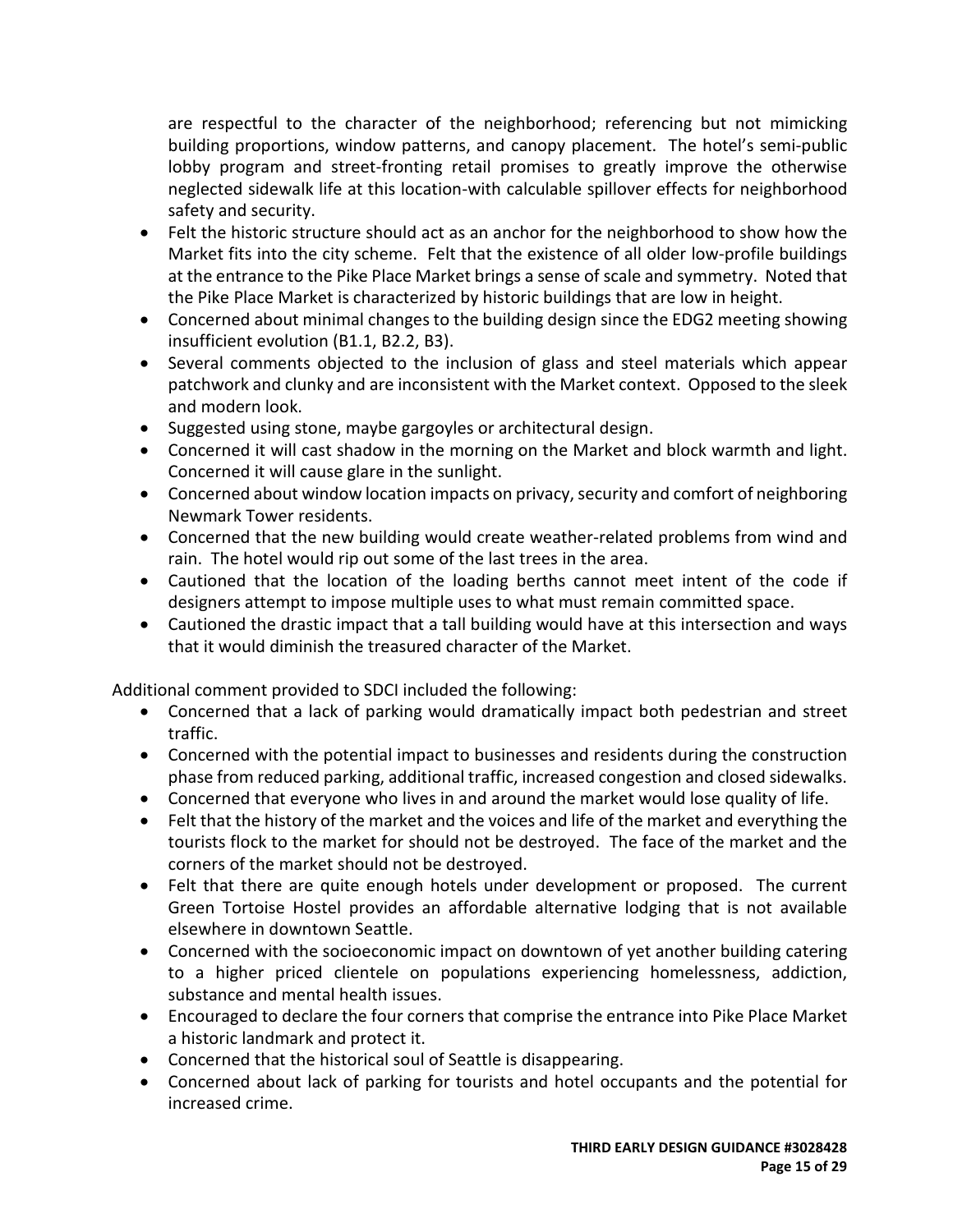are respectful to the character of the neighborhood; referencing but not mimicking building proportions, window patterns, and canopy placement. The hotel's semi-public lobby program and street-fronting retail promises to greatly improve the otherwise neglected sidewalk life at this location-with calculable spillover effects for neighborhood safety and security.

- Felt the historic structure should act as an anchor for the neighborhood to show how the Market fits into the city scheme. Felt that the existence of all older low-profile buildings at the entrance to the Pike Place Market brings a sense of scale and symmetry. Noted that the Pike Place Market is characterized by historic buildings that are low in height.
- Concerned about minimal changes to the building design since the EDG2 meeting showing insufficient evolution (B1.1, B2.2, B3).
- Several comments objected to the inclusion of glass and steel materials which appear patchwork and clunky and are inconsistent with the Market context. Opposed to the sleek and modern look.
- Suggested using stone, maybe gargoyles or architectural design.
- Concerned it will cast shadow in the morning on the Market and block warmth and light. Concerned it will cause glare in the sunlight.
- Concerned about window location impacts on privacy, security and comfort of neighboring Newmark Tower residents.
- Concerned that the new building would create weather-related problems from wind and rain. The hotel would rip out some of the last trees in the area.
- Cautioned that the location of the loading berths cannot meet intent of the code if designers attempt to impose multiple uses to what must remain committed space.
- Cautioned the drastic impact that a tall building would have at this intersection and ways that it would diminish the treasured character of the Market.

Additional comment provided to SDCI included the following:

- Concerned that a lack of parking would dramatically impact both pedestrian and street traffic.
- Concerned with the potential impact to businesses and residents during the construction phase from reduced parking, additional traffic, increased congestion and closed sidewalks.
- Concerned that everyone who lives in and around the market would lose quality of life.
- Felt that the history of the market and the voices and life of the market and everything the tourists flock to the market for should not be destroyed. The face of the market and the corners of the market should not be destroyed.
- Felt that there are quite enough hotels under development or proposed. The current Green Tortoise Hostel provides an affordable alternative lodging that is not available elsewhere in downtown Seattle.
- Concerned with the socioeconomic impact on downtown of yet another building catering to a higher priced clientele on populations experiencing homelessness, addiction, substance and mental health issues.
- Encouraged to declare the four corners that comprise the entrance into Pike Place Market a historic landmark and protect it.
- Concerned that the historical soul of Seattle is disappearing.
- Concerned about lack of parking for tourists and hotel occupants and the potential for increased crime.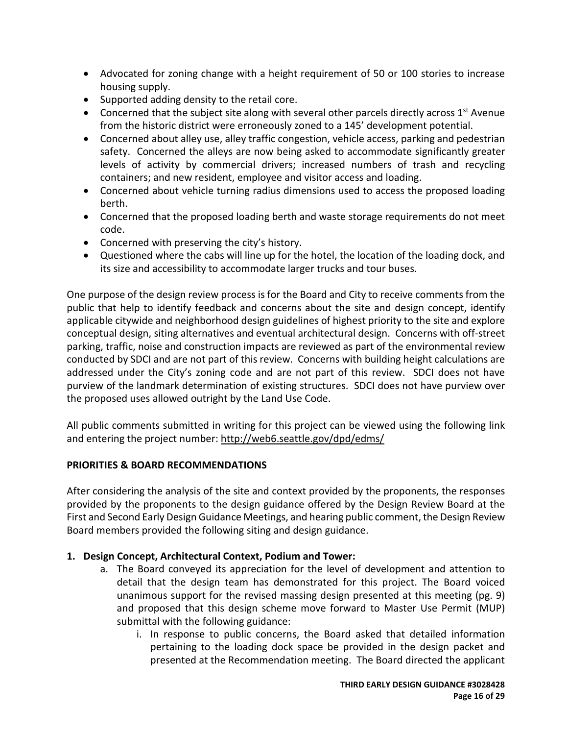- Advocated for zoning change with a height requirement of 50 or 100 stories to increase housing supply.
- Supported adding density to the retail core.
- Concerned that the subject site along with several other parcels directly across 1st Avenue from the historic district were erroneously zoned to a 145' development potential.
- Concerned about alley use, alley traffic congestion, vehicle access, parking and pedestrian safety. Concerned the alleys are now being asked to accommodate significantly greater levels of activity by commercial drivers; increased numbers of trash and recycling containers; and new resident, employee and visitor access and loading.
- Concerned about vehicle turning radius dimensions used to access the proposed loading berth.
- Concerned that the proposed loading berth and waste storage requirements do not meet code.
- Concerned with preserving the city's history.
- Questioned where the cabs will line up for the hotel, the location of the loading dock, and its size and accessibility to accommodate larger trucks and tour buses.

One purpose of the design review process is for the Board and City to receive comments from the public that help to identify feedback and concerns about the site and design concept, identify applicable citywide and neighborhood design guidelines of highest priority to the site and explore conceptual design, siting alternatives and eventual architectural design. Concerns with off-street parking, traffic, noise and construction impacts are reviewed as part of the environmental review conducted by SDCI and are not part of this review. Concerns with building height calculations are addressed under the City's zoning code and are not part of this review. SDCI does not have purview of the landmark determination of existing structures. SDCI does not have purview over the proposed uses allowed outright by the Land Use Code.

All public comments submitted in writing for this project can be viewed using the following link and entering the project number: http://web6.seattle.gov/dpd/edms/

**PRIORITIES & BOARD RECOMMENDATIONS**

After considering the analysis of the site and context provided by the proponents, the responses provided by the proponents to the design guidance offered by the Design Review Board at the First and Second Early Design Guidance Meetings, and hearing public comment, the Design Review Board members provided the following siting and design guidance.

1. **Design Concept, Architectural Context, Podium and Tower:**
   a. The Board conveyed its appreciation for the level of development and attention to detail that the design team has demonstrated for this project. The Board voiced unanimous support for the revised massing design presented at this meeting (pg. 9) and proposed that this design scheme move forward to Master Use Permit (MUP) submittal with the following guidance:
      i. In response to public concerns, the Board asked that detailed information pertaining to the loading dock space be provided in the design packet and presented at the Recommendation meeting. The Board directed the applicant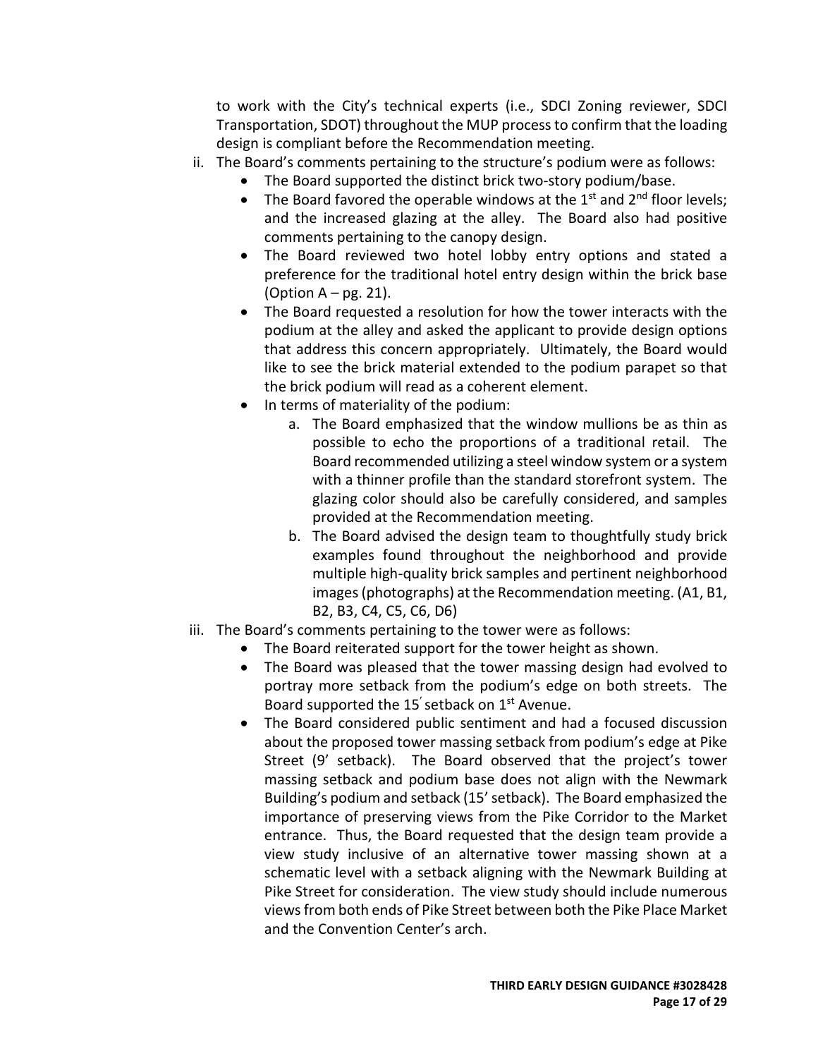to work with the City's technical experts (i.e., SDCI Zoning reviewer, SDCI Transportation, SDOT) throughout the MUP process to confirm that the loading design is compliant before the Recommendation meeting.

ii. The Board's comments pertaining to the structure's podium were as follows:
   - The Board supported the distinct brick two-story podium/base.
   - The Board favored the operable windows at the 1st and 2nd floor levels; and the increased glazing at the alley. The Board also had positive comments pertaining to the canopy design.
   - The Board reviewed two hotel lobby entry options and stated a preference for the traditional hotel entry design within the brick base (Option A – pg. 21).
   - The Board requested a resolution for how the tower interacts with the podium at the alley and asked the applicant to provide design options that address this concern appropriately. Ultimately, the Board would like to see the brick material extended to the podium parapet so that the brick podium will read as a coherent element.
   - In terms of materiality of the podium:
     a. The Board emphasized that the window mullions be as thin as possible to echo the proportions of a traditional retail. The Board recommended utilizing a steel window system or a system with a thinner profile than the standard storefront system. The glazing color should also be carefully considered, and samples provided at the Recommendation meeting.
     b. The Board advised the design team to thoughtfully study brick examples found throughout the neighborhood and provide multiple high-quality brick samples and pertinent neighborhood images (photographs) at the Recommendation meeting. (A1, B1, B2, B3, C4, C5, C6, D6)

iii. The Board's comments pertaining to the tower were as follows:
   - The Board reiterated support for the tower height as shown.
   - The Board was pleased that the tower massing design had evolved to portray more setback from the podium's edge on both streets. The Board supported the 15′ setback on 1st Avenue.
   - The Board considered public sentiment and had a focused discussion about the proposed tower massing setback from podium's edge at Pike Street (9' setback). The Board observed that the project's tower massing setback and podium base does not align with the Newmark Building's podium and setback (15' setback). The Board emphasized the importance of preserving views from the Pike Corridor to the Market entrance. Thus, the Board requested that the design team provide a view study inclusive of an alternative tower massing shown at a schematic level with a setback aligning with the Newmark Building at Pike Street for consideration. The view study should include numerous views from both ends of Pike Street between both the Pike Place Market and the Convention Center's arch.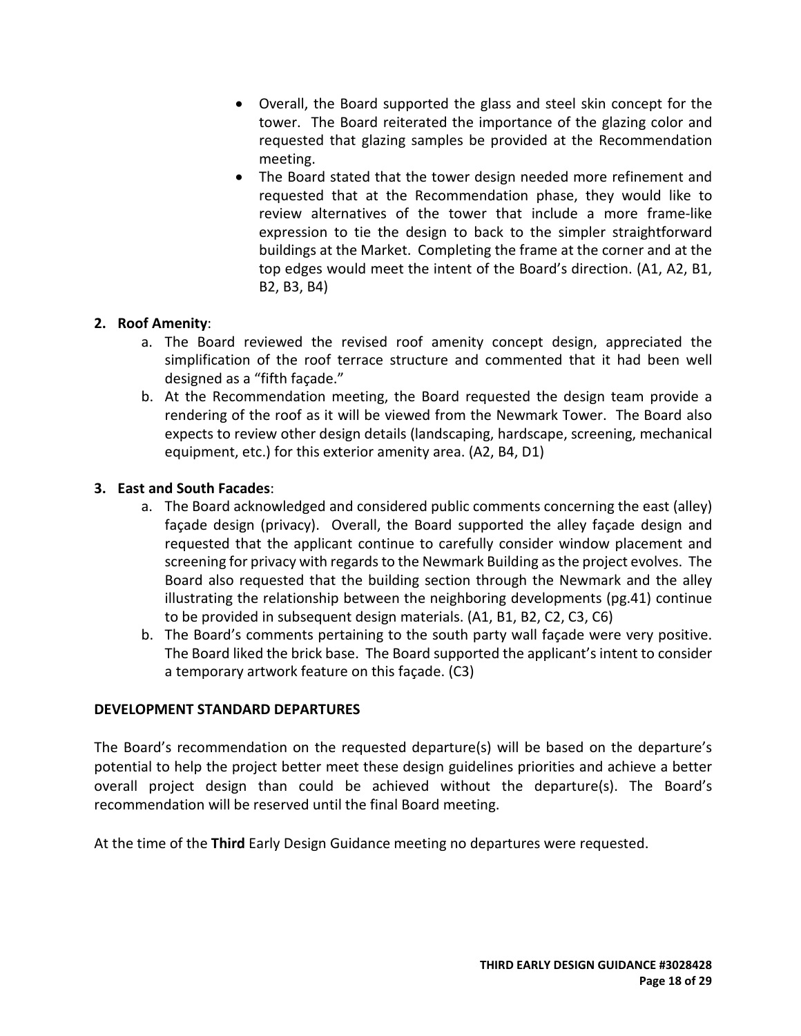- Overall, the Board supported the glass and steel skin concept for the tower. The Board reiterated the importance of the glazing color and requested that glazing samples be provided at the Recommendation meeting.
- The Board stated that the tower design needed more refinement and requested that at the Recommendation phase, they would like to review alternatives of the tower that include a more frame-like expression to tie the design to back to the simpler straightforward buildings at the Market. Completing the frame at the corner and at the top edges would meet the intent of the Board's direction. (A1, A2, B1, B2, B3, B4)

2. **Roof Amenity**:
   a. The Board reviewed the revised roof amenity concept design, appreciated the simplification of the roof terrace structure and commented that it had been well designed as a "fifth façade."
   b. At the Recommendation meeting, the Board requested the design team provide a rendering of the roof as it will be viewed from the Newmark Tower. The Board also expects to review other design details (landscaping, hardscape, screening, mechanical equipment, etc.) for this exterior amenity area. (A2, B4, D1)

3. **East and South Facades**:
   a. The Board acknowledged and considered public comments concerning the east (alley) façade design (privacy). Overall, the Board supported the alley façade design and requested that the applicant continue to carefully consider window placement and screening for privacy with regards to the Newmark Building as the project evolves. The Board also requested that the building section through the Newmark and the alley illustrating the relationship between the neighboring developments (pg.41) continue to be provided in subsequent design materials. (A1, B1, B2, C2, C3, C6)
   b. The Board's comments pertaining to the south party wall façade were very positive. The Board liked the brick base. The Board supported the applicant's intent to consider a temporary artwork feature on this façade. (C3)

**DEVELOPMENT STANDARD DEPARTURES**

The Board's recommendation on the requested departure(s) will be based on the departure's potential to help the project better meet these design guidelines priorities and achieve a better overall project design than could be achieved without the departure(s). The Board's recommendation will be reserved until the final Board meeting.

At the time of the **Third** Early Design Guidance meeting no departures were requested.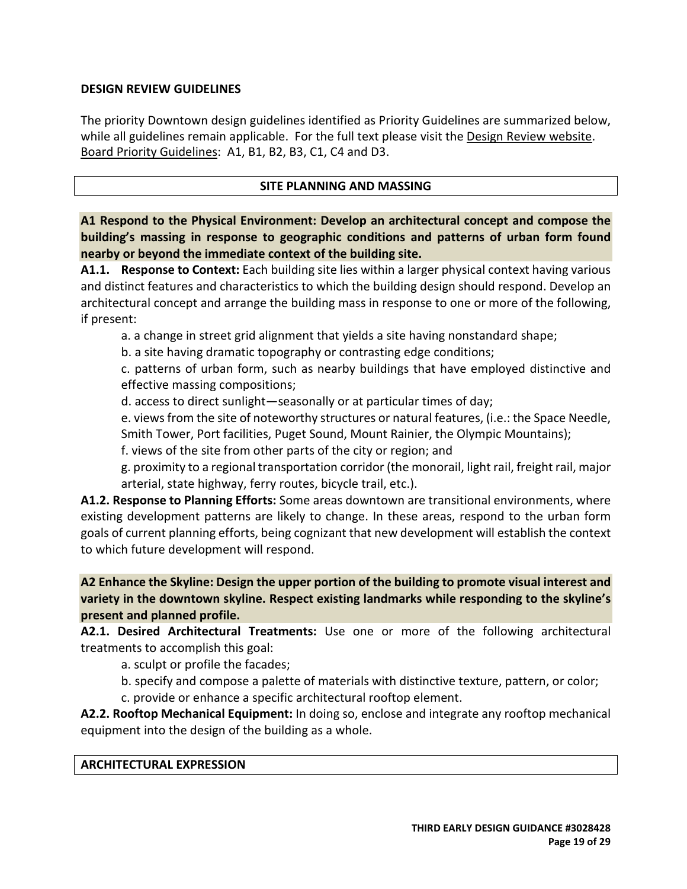## DESIGN REVIEW GUIDELINES

The priority Downtown design guidelines identified as Priority Guidelines are summarized below, while all guidelines remain applicable. For the full text please visit the Design Review website. Board Priority Guidelines: A1, B1, B2, B3, C1, C4 and D3.

### SITE PLANNING AND MASSING

**A1 Respond to the Physical Environment: Develop an architectural concept and compose the building's massing in response to geographic conditions and patterns of urban form found nearby or beyond the immediate context of the building site.**

**A1.1. Response to Context:** Each building site lies within a larger physical context having various and distinct features and characteristics to which the building design should respond. Develop an architectural concept and arrange the building mass in response to one or more of the following, if present:

a. a change in street grid alignment that yields a site having nonstandard shape;

b. a site having dramatic topography or contrasting edge conditions;

c. patterns of urban form, such as nearby buildings that have employed distinctive and effective massing compositions;

d. access to direct sunlight—seasonally or at particular times of day;

e. views from the site of noteworthy structures or natural features, (i.e.: the Space Needle, Smith Tower, Port facilities, Puget Sound, Mount Rainier, the Olympic Mountains);

f. views of the site from other parts of the city or region; and

g. proximity to a regional transportation corridor (the monorail, light rail, freight rail, major arterial, state highway, ferry routes, bicycle trail, etc.).

**A1.2. Response to Planning Efforts:** Some areas downtown are transitional environments, where existing development patterns are likely to change. In these areas, respond to the urban form goals of current planning efforts, being cognizant that new development will establish the context to which future development will respond.

**A2 Enhance the Skyline: Design the upper portion of the building to promote visual interest and variety in the downtown skyline. Respect existing landmarks while responding to the skyline's present and planned profile.**

**A2.1. Desired Architectural Treatments:** Use one or more of the following architectural treatments to accomplish this goal:

a. sculpt or profile the facades;

b. specify and compose a palette of materials with distinctive texture, pattern, or color;

c. provide or enhance a specific architectural rooftop element.

**A2.2. Rooftop Mechanical Equipment:** In doing so, enclose and integrate any rooftop mechanical equipment into the design of the building as a whole.

### ARCHITECTURAL EXPRESSION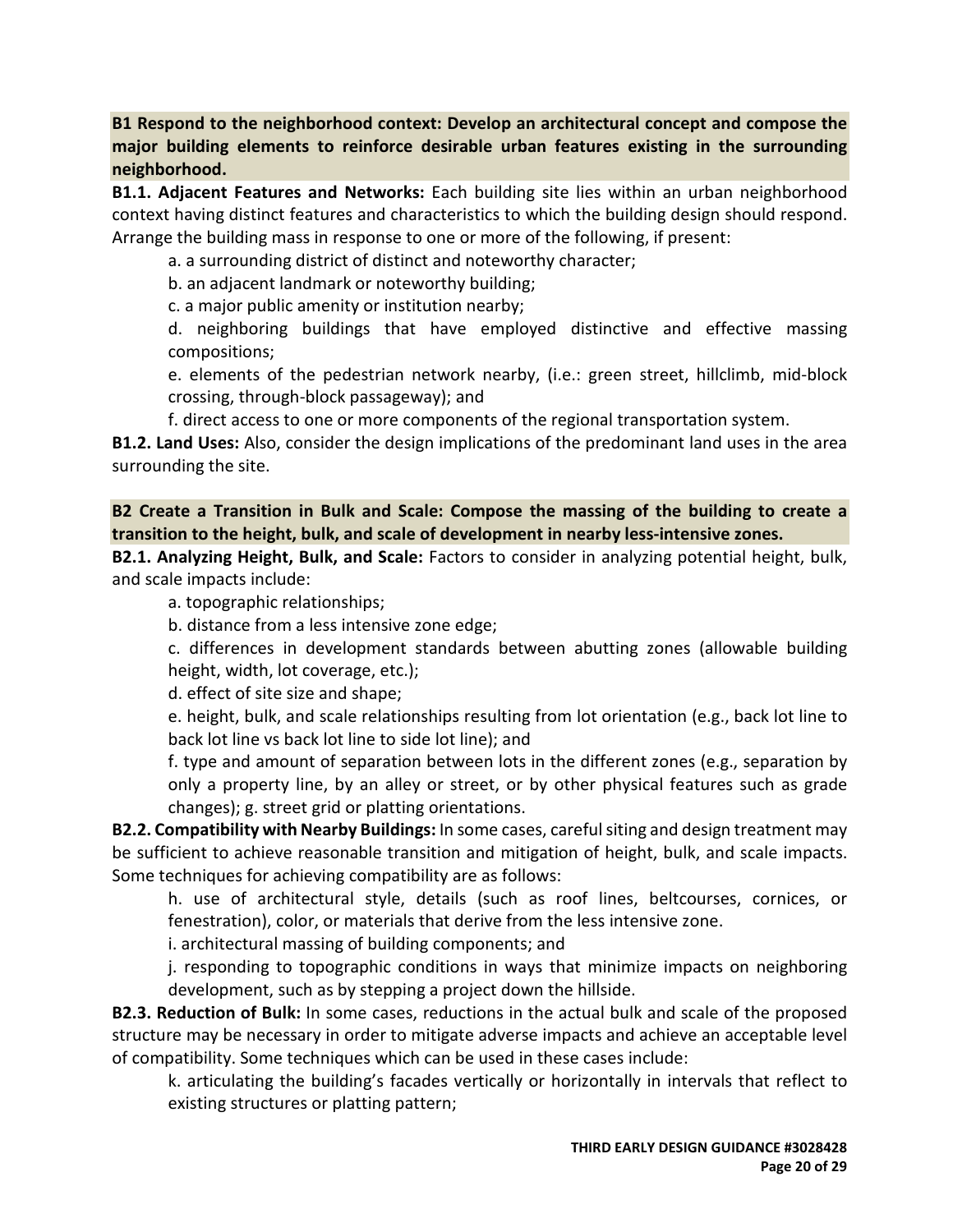**B1 Respond to the neighborhood context: Develop an architectural concept and compose the major building elements to reinforce desirable urban features existing in the surrounding neighborhood.**

**B1.1. Adjacent Features and Networks:** Each building site lies within an urban neighborhood context having distinct features and characteristics to which the building design should respond. Arrange the building mass in response to one or more of the following, if present:

a. a surrounding district of distinct and noteworthy character;

b. an adjacent landmark or noteworthy building;

c. a major public amenity or institution nearby;

d. neighboring buildings that have employed distinctive and effective massing compositions;

e. elements of the pedestrian network nearby, (i.e.: green street, hillclimb, mid-block crossing, through-block passageway); and

f. direct access to one or more components of the regional transportation system.

**B1.2. Land Uses:** Also, consider the design implications of the predominant land uses in the area surrounding the site.

**B2 Create a Transition in Bulk and Scale: Compose the massing of the building to create a transition to the height, bulk, and scale of development in nearby less-intensive zones.**

**B2.1. Analyzing Height, Bulk, and Scale:** Factors to consider in analyzing potential height, bulk, and scale impacts include:

a. topographic relationships;

b. distance from a less intensive zone edge;

c. differences in development standards between abutting zones (allowable building height, width, lot coverage, etc.);

d. effect of site size and shape;

e. height, bulk, and scale relationships resulting from lot orientation (e.g., back lot line to back lot line vs back lot line to side lot line); and

f. type and amount of separation between lots in the different zones (e.g., separation by only a property line, by an alley or street, or by other physical features such as grade changes); g. street grid or platting orientations.

**B2.2. Compatibility with Nearby Buildings:** In some cases, careful siting and design treatment may be sufficient to achieve reasonable transition and mitigation of height, bulk, and scale impacts. Some techniques for achieving compatibility are as follows:

h. use of architectural style, details (such as roof lines, beltcourses, cornices, or fenestration), color, or materials that derive from the less intensive zone.

i. architectural massing of building components; and

j. responding to topographic conditions in ways that minimize impacts on neighboring development, such as by stepping a project down the hillside.

**B2.3. Reduction of Bulk:** In some cases, reductions in the actual bulk and scale of the proposed structure may be necessary in order to mitigate adverse impacts and achieve an acceptable level of compatibility. Some techniques which can be used in these cases include:

k. articulating the building's facades vertically or horizontally in intervals that reflect to existing structures or platting pattern;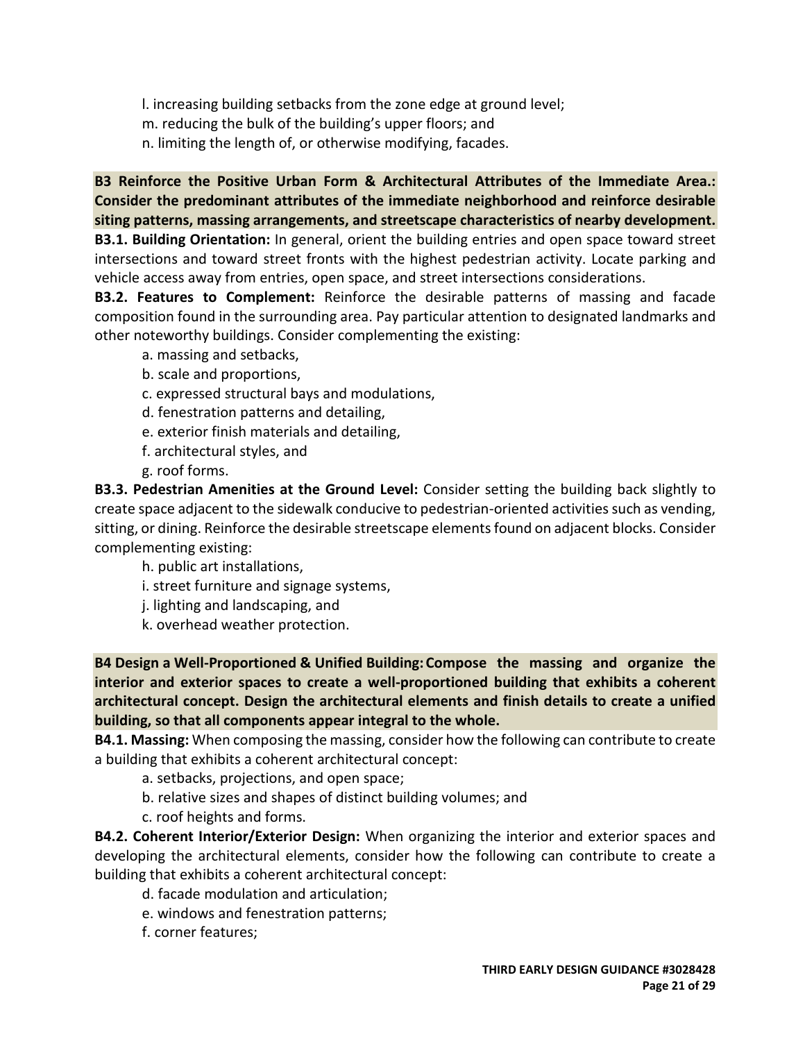l. increasing building setbacks from the zone edge at ground level;
m. reducing the bulk of the building's upper floors; and
n. limiting the length of, or otherwise modifying, facades.

**B3 Reinforce the Positive Urban Form & Architectural Attributes of the Immediate Area.: Consider the predominant attributes of the immediate neighborhood and reinforce desirable siting patterns, massing arrangements, and streetscape characteristics of nearby development.**

**B3.1. Building Orientation:** In general, orient the building entries and open space toward street intersections and toward street fronts with the highest pedestrian activity. Locate parking and vehicle access away from entries, open space, and street intersections considerations.

**B3.2. Features to Complement:** Reinforce the desirable patterns of massing and facade composition found in the surrounding area. Pay particular attention to designated landmarks and other noteworthy buildings. Consider complementing the existing:

a. massing and setbacks,
b. scale and proportions,
c. expressed structural bays and modulations,
d. fenestration patterns and detailing,
e. exterior finish materials and detailing,
f. architectural styles, and
g. roof forms.

**B3.3. Pedestrian Amenities at the Ground Level:** Consider setting the building back slightly to create space adjacent to the sidewalk conducive to pedestrian-oriented activities such as vending, sitting, or dining. Reinforce the desirable streetscape elements found on adjacent blocks. Consider complementing existing:

h. public art installations,
i. street furniture and signage systems,
j. lighting and landscaping, and
k. overhead weather protection.

**B4 Design a Well-Proportioned & Unified Building: Compose the massing and organize the interior and exterior spaces to create a well-proportioned building that exhibits a coherent architectural concept. Design the architectural elements and finish details to create a unified building, so that all components appear integral to the whole.**

**B4.1. Massing:** When composing the massing, consider how the following can contribute to create a building that exhibits a coherent architectural concept:

a. setbacks, projections, and open space;
b. relative sizes and shapes of distinct building volumes; and
c. roof heights and forms.

**B4.2. Coherent Interior/Exterior Design:** When organizing the interior and exterior spaces and developing the architectural elements, consider how the following can contribute to create a building that exhibits a coherent architectural concept:

d. facade modulation and articulation;
e. windows and fenestration patterns;
f. corner features;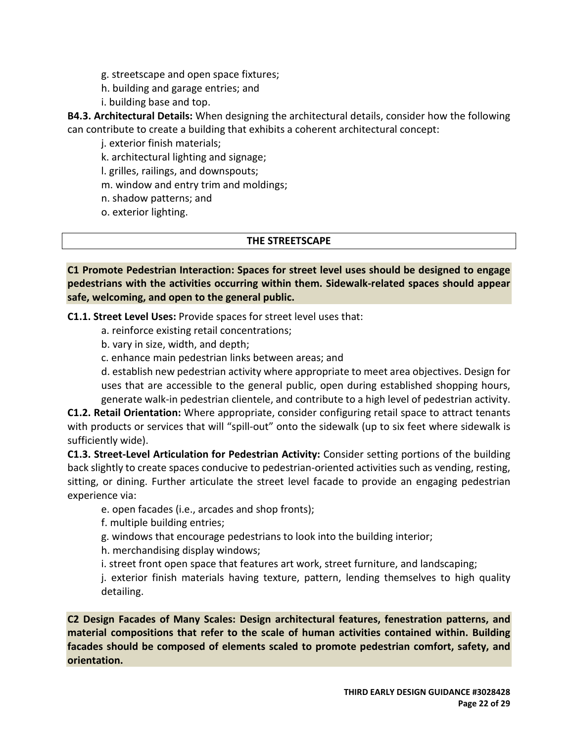g. streetscape and open space fixtures;
h. building and garage entries; and
i. building base and top.

**B4.3. Architectural Details:** When designing the architectural details, consider how the following can contribute to create a building that exhibits a coherent architectural concept:

j. exterior finish materials;
k. architectural lighting and signage;
l. grilles, railings, and downspouts;
m. window and entry trim and moldings;
n. shadow patterns; and
o. exterior lighting.

## THE STREETSCAPE

**C1 Promote Pedestrian Interaction: Spaces for street level uses should be designed to engage pedestrians with the activities occurring within them. Sidewalk-related spaces should appear safe, welcoming, and open to the general public.**

**C1.1. Street Level Uses:** Provide spaces for street level uses that:

a. reinforce existing retail concentrations;
b. vary in size, width, and depth;
c. enhance main pedestrian links between areas; and
d. establish new pedestrian activity where appropriate to meet area objectives. Design for uses that are accessible to the general public, open during established shopping hours, generate walk-in pedestrian clientele, and contribute to a high level of pedestrian activity.

**C1.2. Retail Orientation:** Where appropriate, consider configuring retail space to attract tenants with products or services that will "spill-out" onto the sidewalk (up to six feet where sidewalk is sufficiently wide).

**C1.3. Street-Level Articulation for Pedestrian Activity:** Consider setting portions of the building back slightly to create spaces conducive to pedestrian-oriented activities such as vending, resting, sitting, or dining. Further articulate the street level facade to provide an engaging pedestrian experience via:

e. open facades (i.e., arcades and shop fronts);
f. multiple building entries;
g. windows that encourage pedestrians to look into the building interior;
h. merchandising display windows;
i. street front open space that features art work, street furniture, and landscaping;
j. exterior finish materials having texture, pattern, lending themselves to high quality detailing.

**C2 Design Facades of Many Scales: Design architectural features, fenestration patterns, and material compositions that refer to the scale of human activities contained within. Building facades should be composed of elements scaled to promote pedestrian comfort, safety, and orientation.**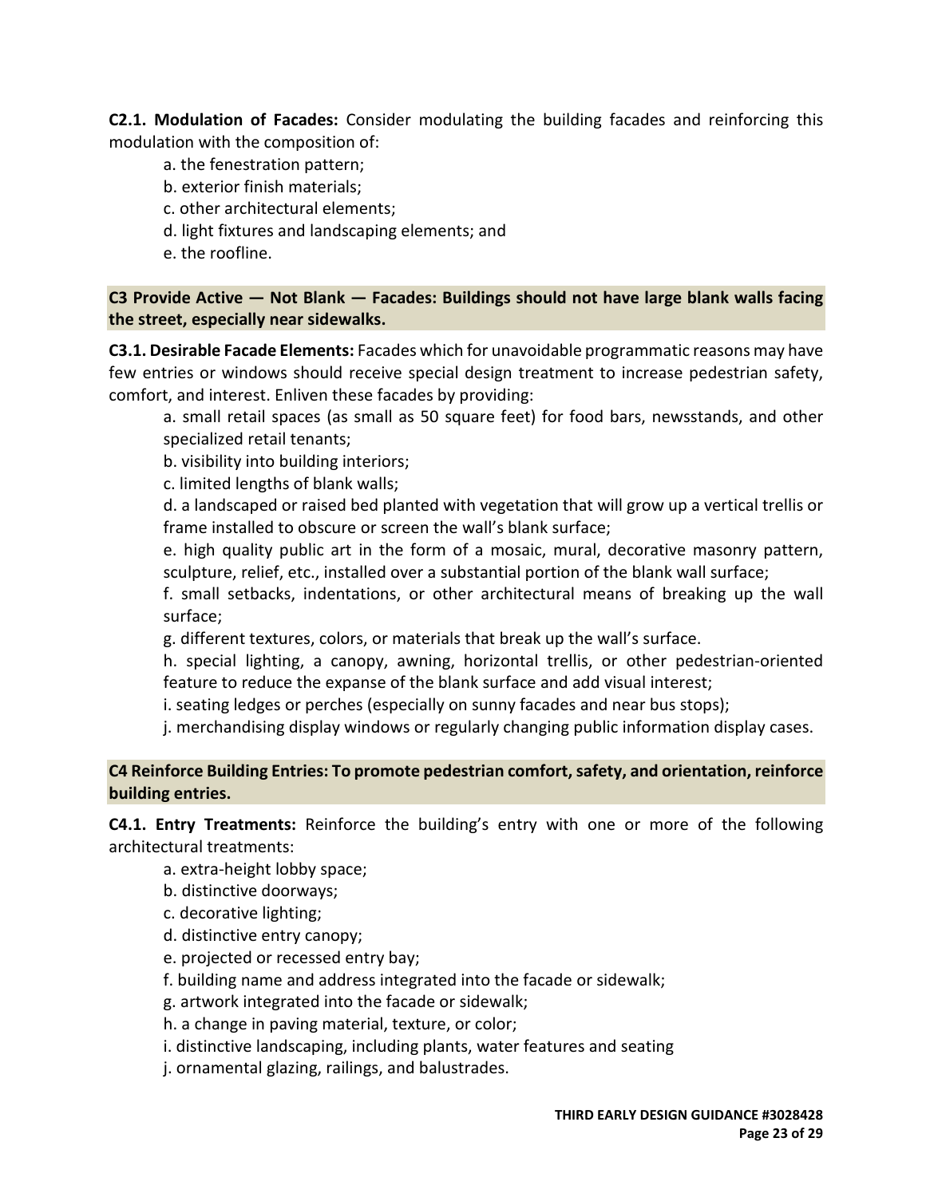**C2.1. Modulation of Facades:** Consider modulating the building facades and reinforcing this modulation with the composition of:

a. the fenestration pattern;
b. exterior finish materials;
c. other architectural elements;
d. light fixtures and landscaping elements; and
e. the roofline.

**C3 Provide Active — Not Blank — Facades: Buildings should not have large blank walls facing the street, especially near sidewalks.**

**C3.1. Desirable Facade Elements:** Facades which for unavoidable programmatic reasons may have few entries or windows should receive special design treatment to increase pedestrian safety, comfort, and interest. Enliven these facades by providing:

a. small retail spaces (as small as 50 square feet) for food bars, newsstands, and other specialized retail tenants;
b. visibility into building interiors;
c. limited lengths of blank walls;
d. a landscaped or raised bed planted with vegetation that will grow up a vertical trellis or frame installed to obscure or screen the wall's blank surface;
e. high quality public art in the form of a mosaic, mural, decorative masonry pattern, sculpture, relief, etc., installed over a substantial portion of the blank wall surface;
f. small setbacks, indentations, or other architectural means of breaking up the wall surface;
g. different textures, colors, or materials that break up the wall's surface.
h. special lighting, a canopy, awning, horizontal trellis, or other pedestrian-oriented feature to reduce the expanse of the blank surface and add visual interest;
i. seating ledges or perches (especially on sunny facades and near bus stops);
j. merchandising display windows or regularly changing public information display cases.

**C4 Reinforce Building Entries: To promote pedestrian comfort, safety, and orientation, reinforce building entries.**

**C4.1. Entry Treatments:** Reinforce the building's entry with one or more of the following architectural treatments:

a. extra-height lobby space;
b. distinctive doorways;
c. decorative lighting;
d. distinctive entry canopy;
e. projected or recessed entry bay;
f. building name and address integrated into the facade or sidewalk;
g. artwork integrated into the facade or sidewalk;
h. a change in paving material, texture, or color;
i. distinctive landscaping, including plants, water features and seating
j. ornamental glazing, railings, and balustrades.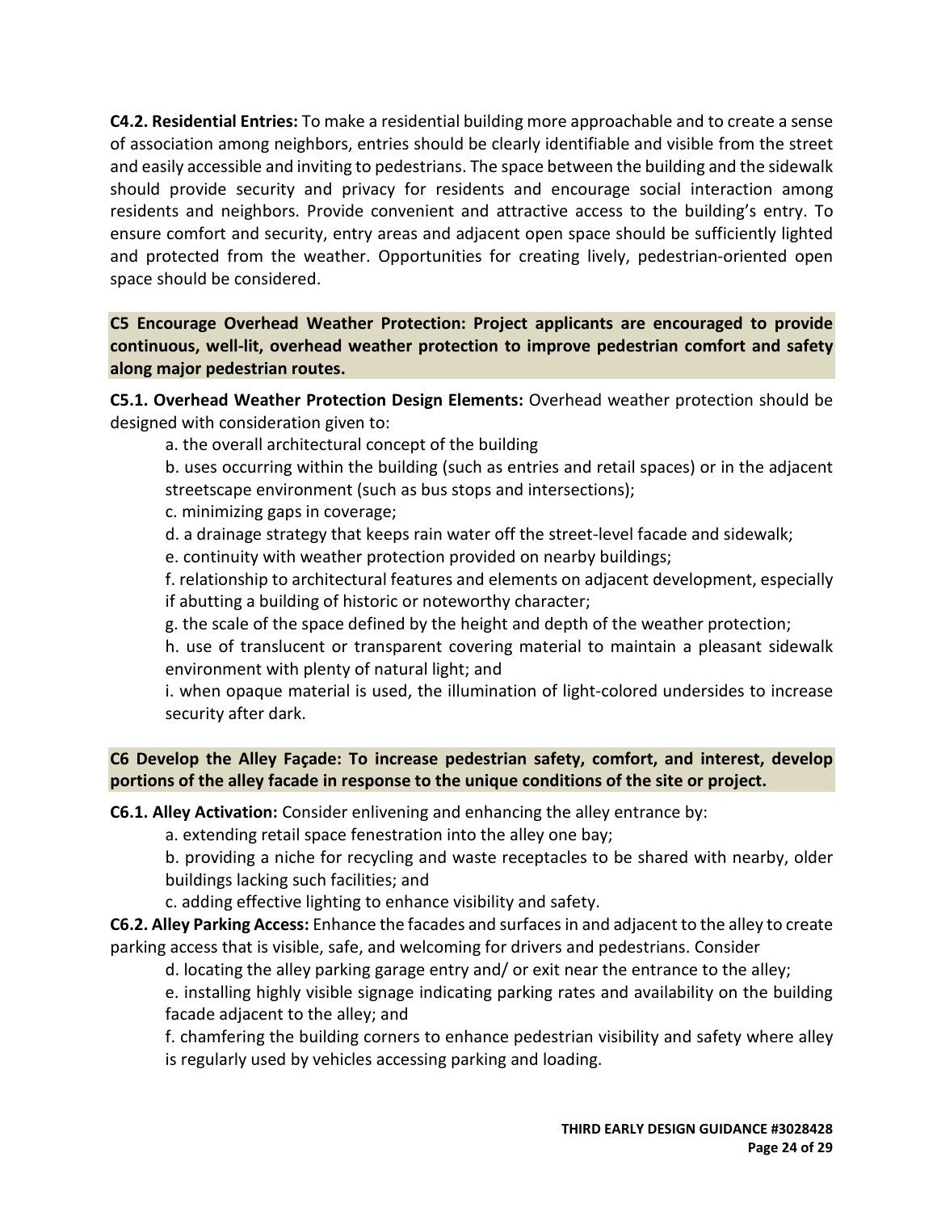**C4.2. Residential Entries:** To make a residential building more approachable and to create a sense of association among neighbors, entries should be clearly identifiable and visible from the street and easily accessible and inviting to pedestrians. The space between the building and the sidewalk should provide security and privacy for residents and encourage social interaction among residents and neighbors. Provide convenient and attractive access to the building's entry. To ensure comfort and security, entry areas and adjacent open space should be sufficiently lighted and protected from the weather. Opportunities for creating lively, pedestrian-oriented open space should be considered.

**C5 Encourage Overhead Weather Protection: Project applicants are encouraged to provide continuous, well-lit, overhead weather protection to improve pedestrian comfort and safety along major pedestrian routes.**

**C5.1. Overhead Weather Protection Design Elements:** Overhead weather protection should be designed with consideration given to:

a. the overall architectural concept of the building

b. uses occurring within the building (such as entries and retail spaces) or in the adjacent streetscape environment (such as bus stops and intersections);

c. minimizing gaps in coverage;

d. a drainage strategy that keeps rain water off the street-level facade and sidewalk;

e. continuity with weather protection provided on nearby buildings;

f. relationship to architectural features and elements on adjacent development, especially if abutting a building of historic or noteworthy character;

g. the scale of the space defined by the height and depth of the weather protection;

h. use of translucent or transparent covering material to maintain a pleasant sidewalk environment with plenty of natural light; and

i. when opaque material is used, the illumination of light-colored undersides to increase security after dark.

**C6 Develop the Alley Façade: To increase pedestrian safety, comfort, and interest, develop portions of the alley facade in response to the unique conditions of the site or project.**

**C6.1. Alley Activation:** Consider enlivening and enhancing the alley entrance by:

a. extending retail space fenestration into the alley one bay;

b. providing a niche for recycling and waste receptacles to be shared with nearby, older buildings lacking such facilities; and

c. adding effective lighting to enhance visibility and safety.

**C6.2. Alley Parking Access:** Enhance the facades and surfaces in and adjacent to the alley to create parking access that is visible, safe, and welcoming for drivers and pedestrians. Consider

d. locating the alley parking garage entry and/ or exit near the entrance to the alley;

e. installing highly visible signage indicating parking rates and availability on the building facade adjacent to the alley; and

f. chamfering the building corners to enhance pedestrian visibility and safety where alley is regularly used by vehicles accessing parking and loading.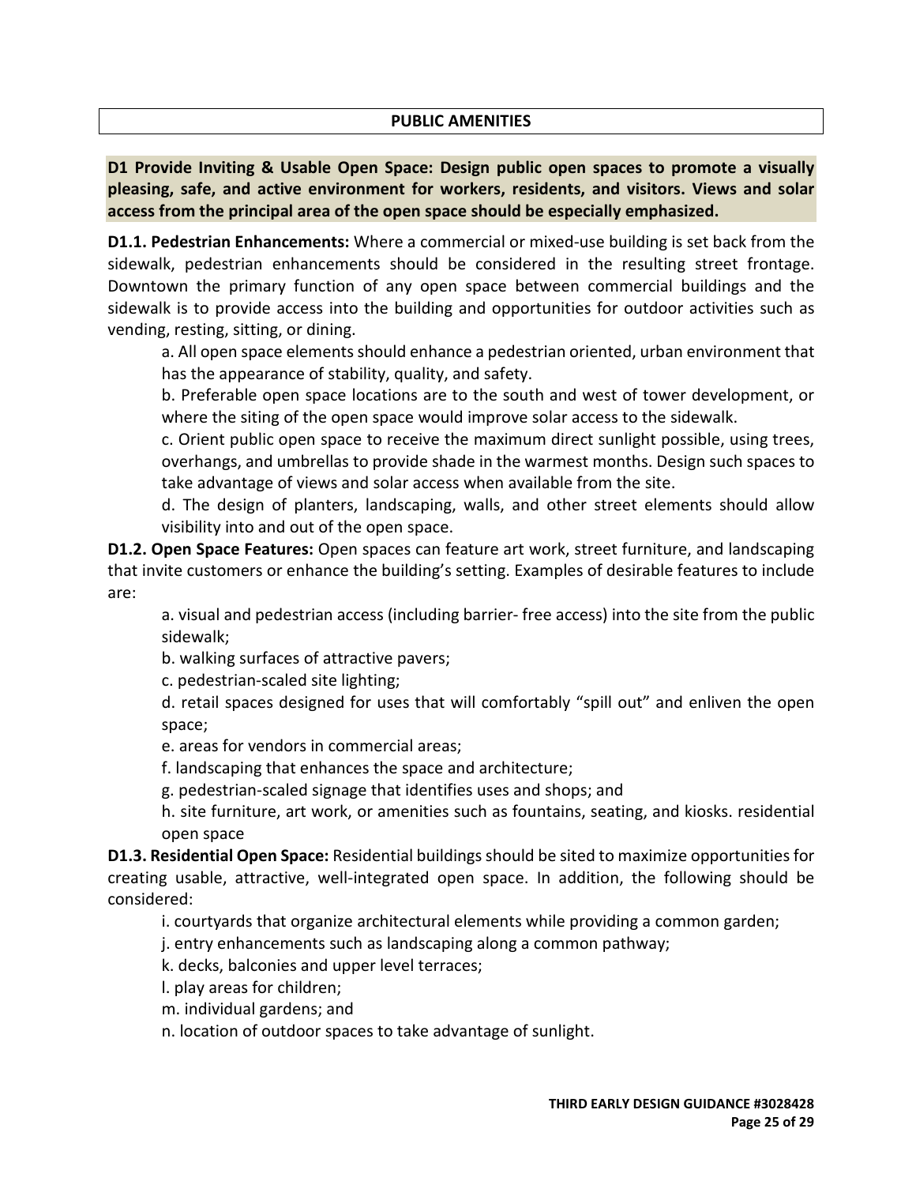## PUBLIC AMENITIES

**D1 Provide Inviting & Usable Open Space: Design public open spaces to promote a visually pleasing, safe, and active environment for workers, residents, and visitors. Views and solar access from the principal area of the open space should be especially emphasized.**

**D1.1. Pedestrian Enhancements:** Where a commercial or mixed-use building is set back from the sidewalk, pedestrian enhancements should be considered in the resulting street frontage. Downtown the primary function of any open space between commercial buildings and the sidewalk is to provide access into the building and opportunities for outdoor activities such as vending, resting, sitting, or dining.

a. All open space elements should enhance a pedestrian oriented, urban environment that has the appearance of stability, quality, and safety.

b. Preferable open space locations are to the south and west of tower development, or where the siting of the open space would improve solar access to the sidewalk.

c. Orient public open space to receive the maximum direct sunlight possible, using trees, overhangs, and umbrellas to provide shade in the warmest months. Design such spaces to take advantage of views and solar access when available from the site.

d. The design of planters, landscaping, walls, and other street elements should allow visibility into and out of the open space.

**D1.2. Open Space Features:** Open spaces can feature art work, street furniture, and landscaping that invite customers or enhance the building's setting. Examples of desirable features to include are:

a. visual and pedestrian access (including barrier- free access) into the site from the public sidewalk;

b. walking surfaces of attractive pavers;

c. pedestrian-scaled site lighting;

d. retail spaces designed for uses that will comfortably "spill out" and enliven the open space;

e. areas for vendors in commercial areas;

f. landscaping that enhances the space and architecture;

g. pedestrian-scaled signage that identifies uses and shops; and

h. site furniture, art work, or amenities such as fountains, seating, and kiosks. residential open space

**D1.3. Residential Open Space:** Residential buildings should be sited to maximize opportunities for creating usable, attractive, well-integrated open space. In addition, the following should be considered:

i. courtyards that organize architectural elements while providing a common garden;

j. entry enhancements such as landscaping along a common pathway;

k. decks, balconies and upper level terraces;

l. play areas for children;

m. individual gardens; and

n. location of outdoor spaces to take advantage of sunlight.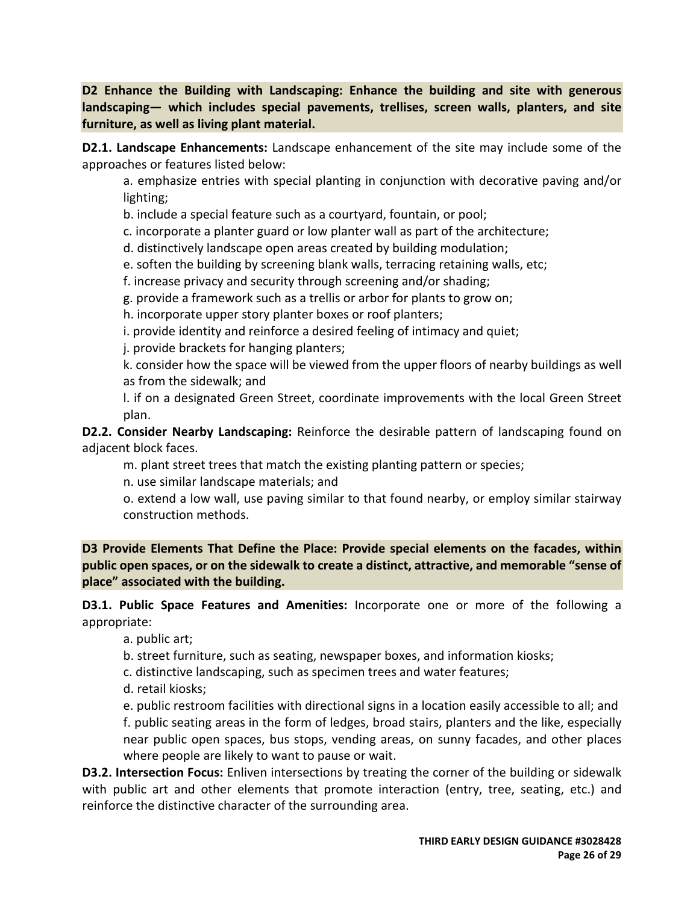**D2 Enhance the Building with Landscaping: Enhance the building and site with generous landscaping— which includes special pavements, trellises, screen walls, planters, and site furniture, as well as living plant material.**

**D2.1. Landscape Enhancements:** Landscape enhancement of the site may include some of the approaches or features listed below:

a. emphasize entries with special planting in conjunction with decorative paving and/or lighting;

b. include a special feature such as a courtyard, fountain, or pool;

c. incorporate a planter guard or low planter wall as part of the architecture;

d. distinctively landscape open areas created by building modulation;

e. soften the building by screening blank walls, terracing retaining walls, etc;

f. increase privacy and security through screening and/or shading;

g. provide a framework such as a trellis or arbor for plants to grow on;

h. incorporate upper story planter boxes or roof planters;

i. provide identity and reinforce a desired feeling of intimacy and quiet;

j. provide brackets for hanging planters;

k. consider how the space will be viewed from the upper floors of nearby buildings as well as from the sidewalk; and

l. if on a designated Green Street, coordinate improvements with the local Green Street plan.

**D2.2. Consider Nearby Landscaping:** Reinforce the desirable pattern of landscaping found on adjacent block faces.

m. plant street trees that match the existing planting pattern or species;

n. use similar landscape materials; and

o. extend a low wall, use paving similar to that found nearby, or employ similar stairway construction methods.

**D3 Provide Elements That Define the Place: Provide special elements on the facades, within public open spaces, or on the sidewalk to create a distinct, attractive, and memorable "sense of place" associated with the building.**

**D3.1. Public Space Features and Amenities:** Incorporate one or more of the following a appropriate:

a. public art;

b. street furniture, such as seating, newspaper boxes, and information kiosks;

c. distinctive landscaping, such as specimen trees and water features;

d. retail kiosks;

e. public restroom facilities with directional signs in a location easily accessible to all; and

f. public seating areas in the form of ledges, broad stairs, planters and the like, especially near public open spaces, bus stops, vending areas, on sunny facades, and other places where people are likely to want to pause or wait.

**D3.2. Intersection Focus:** Enliven intersections by treating the corner of the building or sidewalk with public art and other elements that promote interaction (entry, tree, seating, etc.) and reinforce the distinctive character of the surrounding area.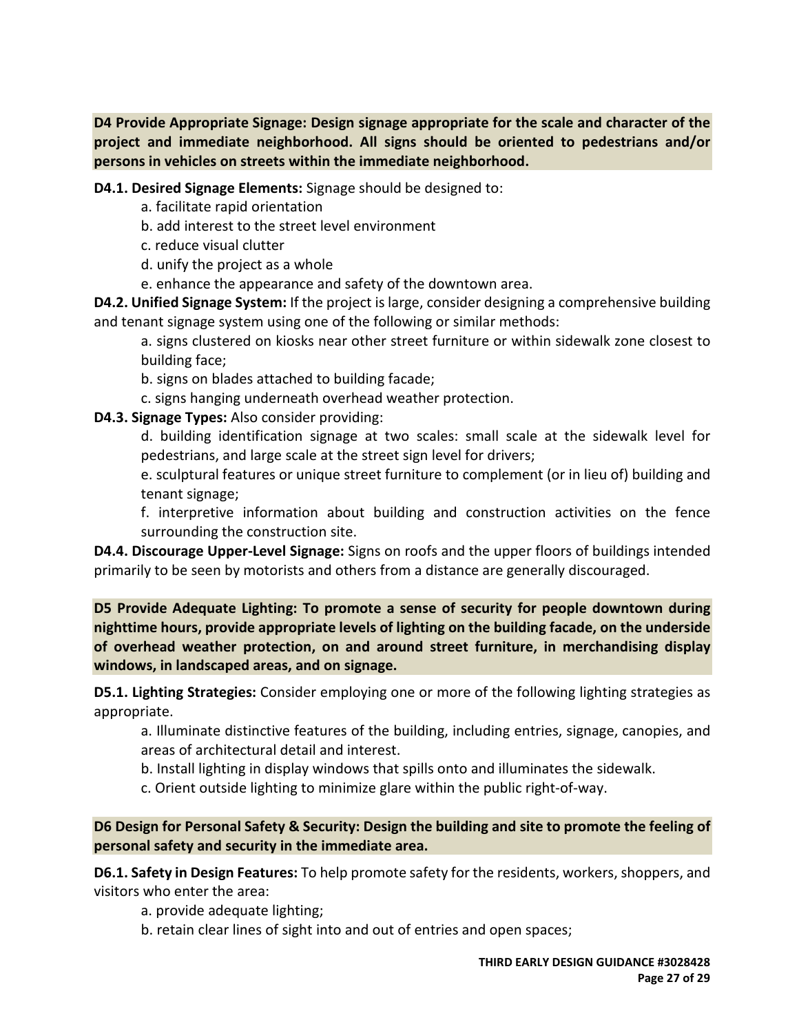**D4 Provide Appropriate Signage: Design signage appropriate for the scale and character of the project and immediate neighborhood. All signs should be oriented to pedestrians and/or persons in vehicles on streets within the immediate neighborhood.**

**D4.1. Desired Signage Elements:** Signage should be designed to:

a. facilitate rapid orientation
b. add interest to the street level environment
c. reduce visual clutter
d. unify the project as a whole
e. enhance the appearance and safety of the downtown area.

**D4.2. Unified Signage System:** If the project is large, consider designing a comprehensive building and tenant signage system using one of the following or similar methods:

a. signs clustered on kiosks near other street furniture or within sidewalk zone closest to building face;
b. signs on blades attached to building facade;
c. signs hanging underneath overhead weather protection.

**D4.3. Signage Types:** Also consider providing:

d. building identification signage at two scales: small scale at the sidewalk level for pedestrians, and large scale at the street sign level for drivers;
e. sculptural features or unique street furniture to complement (or in lieu of) building and tenant signage;
f. interpretive information about building and construction activities on the fence surrounding the construction site.

**D4.4. Discourage Upper-Level Signage:** Signs on roofs and the upper floors of buildings intended primarily to be seen by motorists and others from a distance are generally discouraged.

**D5 Provide Adequate Lighting: To promote a sense of security for people downtown during nighttime hours, provide appropriate levels of lighting on the building facade, on the underside of overhead weather protection, on and around street furniture, in merchandising display windows, in landscaped areas, and on signage.**

**D5.1. Lighting Strategies:** Consider employing one or more of the following lighting strategies as appropriate.

a. Illuminate distinctive features of the building, including entries, signage, canopies, and areas of architectural detail and interest.
b. Install lighting in display windows that spills onto and illuminates the sidewalk.
c. Orient outside lighting to minimize glare within the public right-of-way.

**D6 Design for Personal Safety & Security: Design the building and site to promote the feeling of personal safety and security in the immediate area.**

**D6.1. Safety in Design Features:** To help promote safety for the residents, workers, shoppers, and visitors who enter the area:

a. provide adequate lighting;
b. retain clear lines of sight into and out of entries and open spaces;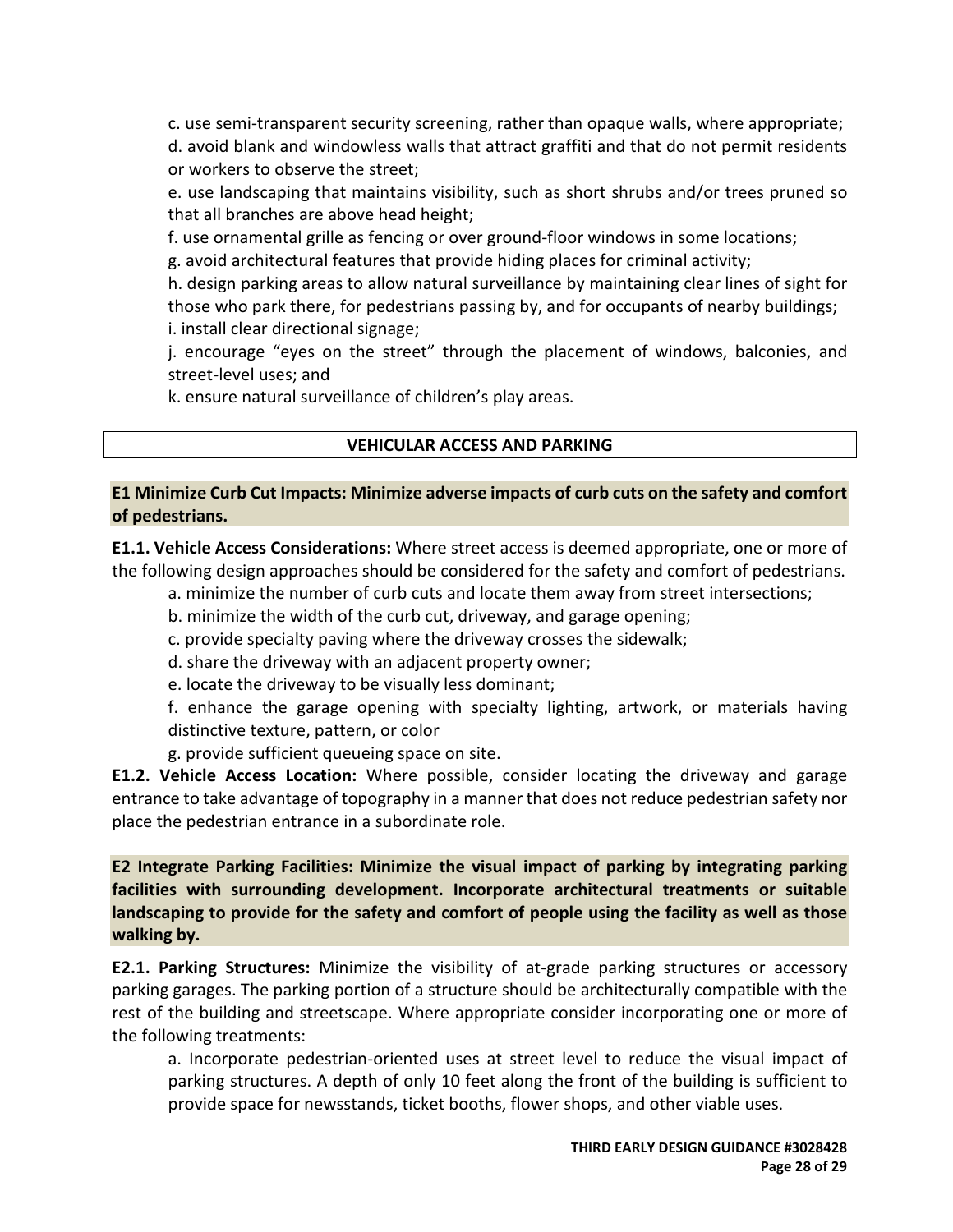c. use semi-transparent security screening, rather than opaque walls, where appropriate;

d. avoid blank and windowless walls that attract graffiti and that do not permit residents or workers to observe the street;

e. use landscaping that maintains visibility, such as short shrubs and/or trees pruned so that all branches are above head height;

f. use ornamental grille as fencing or over ground-floor windows in some locations;

g. avoid architectural features that provide hiding places for criminal activity;

h. design parking areas to allow natural surveillance by maintaining clear lines of sight for those who park there, for pedestrians passing by, and for occupants of nearby buildings;

i. install clear directional signage;

j. encourage "eyes on the street" through the placement of windows, balconies, and street-level uses; and

k. ensure natural surveillance of children's play areas.

## VEHICULAR ACCESS AND PARKING

**E1 Minimize Curb Cut Impacts: Minimize adverse impacts of curb cuts on the safety and comfort of pedestrians.**

**E1.1. Vehicle Access Considerations:** Where street access is deemed appropriate, one or more of the following design approaches should be considered for the safety and comfort of pedestrians.

a. minimize the number of curb cuts and locate them away from street intersections;

b. minimize the width of the curb cut, driveway, and garage opening;

c. provide specialty paving where the driveway crosses the sidewalk;

d. share the driveway with an adjacent property owner;

e. locate the driveway to be visually less dominant;

f. enhance the garage opening with specialty lighting, artwork, or materials having distinctive texture, pattern, or color

g. provide sufficient queueing space on site.

**E1.2. Vehicle Access Location:** Where possible, consider locating the driveway and garage entrance to take advantage of topography in a manner that does not reduce pedestrian safety nor place the pedestrian entrance in a subordinate role.

**E2 Integrate Parking Facilities: Minimize the visual impact of parking by integrating parking facilities with surrounding development. Incorporate architectural treatments or suitable landscaping to provide for the safety and comfort of people using the facility as well as those walking by.**

**E2.1. Parking Structures:** Minimize the visibility of at-grade parking structures or accessory parking garages. The parking portion of a structure should be architecturally compatible with the rest of the building and streetscape. Where appropriate consider incorporating one or more of the following treatments:

a. Incorporate pedestrian-oriented uses at street level to reduce the visual impact of parking structures. A depth of only 10 feet along the front of the building is sufficient to provide space for newsstands, ticket booths, flower shops, and other viable uses.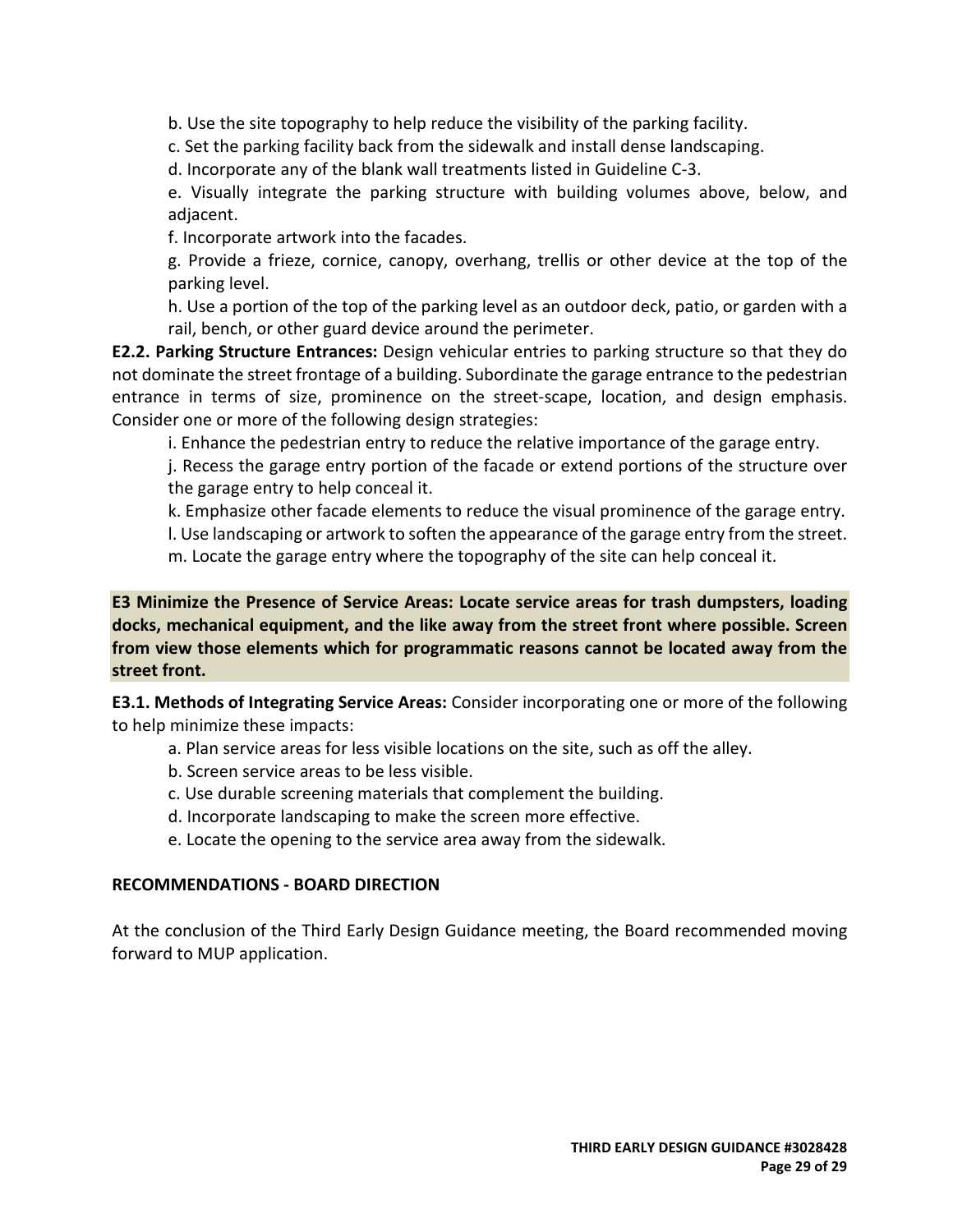b. Use the site topography to help reduce the visibility of the parking facility.

c. Set the parking facility back from the sidewalk and install dense landscaping.

d. Incorporate any of the blank wall treatments listed in Guideline C-3.

e. Visually integrate the parking structure with building volumes above, below, and adjacent.

f. Incorporate artwork into the facades.

g. Provide a frieze, cornice, canopy, overhang, trellis or other device at the top of the parking level.

h. Use a portion of the top of the parking level as an outdoor deck, patio, or garden with a rail, bench, or other guard device around the perimeter.

**E2.2. Parking Structure Entrances:** Design vehicular entries to parking structure so that they do not dominate the street frontage of a building. Subordinate the garage entrance to the pedestrian entrance in terms of size, prominence on the street-scape, location, and design emphasis. Consider one or more of the following design strategies:

i. Enhance the pedestrian entry to reduce the relative importance of the garage entry.

j. Recess the garage entry portion of the facade or extend portions of the structure over the garage entry to help conceal it.

k. Emphasize other facade elements to reduce the visual prominence of the garage entry.

l. Use landscaping or artwork to soften the appearance of the garage entry from the street.

m. Locate the garage entry where the topography of the site can help conceal it.

**E3 Minimize the Presence of Service Areas: Locate service areas for trash dumpsters, loading docks, mechanical equipment, and the like away from the street front where possible. Screen from view those elements which for programmatic reasons cannot be located away from the street front.**

**E3.1. Methods of Integrating Service Areas:** Consider incorporating one or more of the following to help minimize these impacts:

a. Plan service areas for less visible locations on the site, such as off the alley.

b. Screen service areas to be less visible.

c. Use durable screening materials that complement the building.

d. Incorporate landscaping to make the screen more effective.

e. Locate the opening to the service area away from the sidewalk.

## RECOMMENDATIONS - BOARD DIRECTION

At the conclusion of the Third Early Design Guidance meeting, the Board recommended moving forward to MUP application.